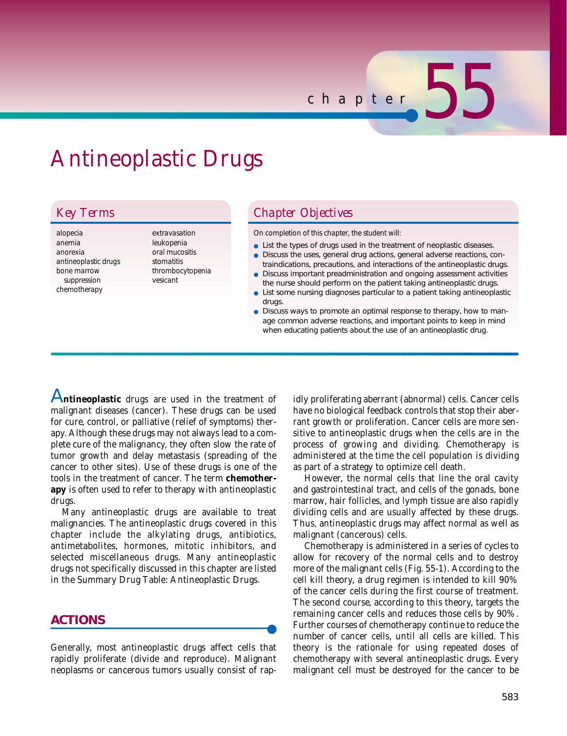chapter 55

# Antineoplastic Drugs

## Key Terms

- alopecia
- anemia
- anorexia
- antineoplastic drugs
- bone marrow suppression
- chemotherapy
- extravasation
- leukopenia
- oral mucositis
- stomatitis
- thrombocytopenia
- vesicant

## Chapter Objectives

On completion of this chapter, the student will:

- List the types of drugs used in the treatment of neoplastic diseases.
- Discuss the uses, general drug actions, general adverse reactions, contraindications, precautions, and interactions of the antineoplastic drugs.
- Discuss important preadministration and ongoing assessment activities the nurse should perform on the patient taking antineoplastic drugs.
- List some nursing diagnoses particular to a patient taking antineoplastic drugs.
- Discuss ways to promote an optimal response to therapy, how to manage common adverse reactions, and important points to keep in mind when educating patients about the use of an antineoplastic drug.

**Antineoplastic** drugs are used in the treatment of malignant diseases (cancer). These drugs can be used for cure, control, or palliative (relief of symptoms) therapy. Although these drugs may not always lead to a complete cure of the malignancy, they often slow the rate of tumor growth and delay metastasis (spreading of the cancer to other sites). Use of these drugs is one of the tools in the treatment of cancer. The term **chemotherapy** is often used to refer to therapy with antineoplastic drugs.

Many antineoplastic drugs are available to treat malignancies. The antineoplastic drugs covered in this chapter include the alkylating drugs, antibiotics, antimetabolites, hormones, mitotic inhibitors, and selected miscellaneous drugs. Many antineoplastic drugs not specifically discussed in this chapter are listed in the Summary Drug Table: Antineoplastic Drugs.

## ACTIONS

Generally, most antineoplastic drugs affect cells that rapidly proliferate (divide and reproduce). Malignant neoplasms or cancerous tumors usually consist of rapidly proliferating aberrant (abnormal) cells. Cancer cells have no biological feedback controls that stop their aberrant growth or proliferation. Cancer cells are more sensitive to antineoplastic drugs when the cells are in the process of growing and dividing. Chemotherapy is administered at the time the cell population is dividing as part of a strategy to optimize cell death.

However, the normal cells that line the oral cavity and gastrointestinal tract, and cells of the gonads, bone marrow, hair follicles, and lymph tissue are also rapidly dividing cells and are usually affected by these drugs. Thus, antineoplastic drugs may affect normal as well as malignant (cancerous) cells.

Chemotherapy is administered in a series of cycles to allow for recovery of the normal cells and to destroy more of the malignant cells (Fig. 55-1). According to the cell kill theory, a drug regimen is intended to kill 90% of the cancer cells during the first course of treatment. The second course, according to this theory, targets the remaining cancer cells and reduces those cells by 90%. Further courses of chemotherapy continue to reduce the number of cancer cells, until all cells are killed. This theory is the rationale for using repeated doses of chemotherapy with several antineoplastic drugs. Every malignant cell must be destroyed for the cancer to be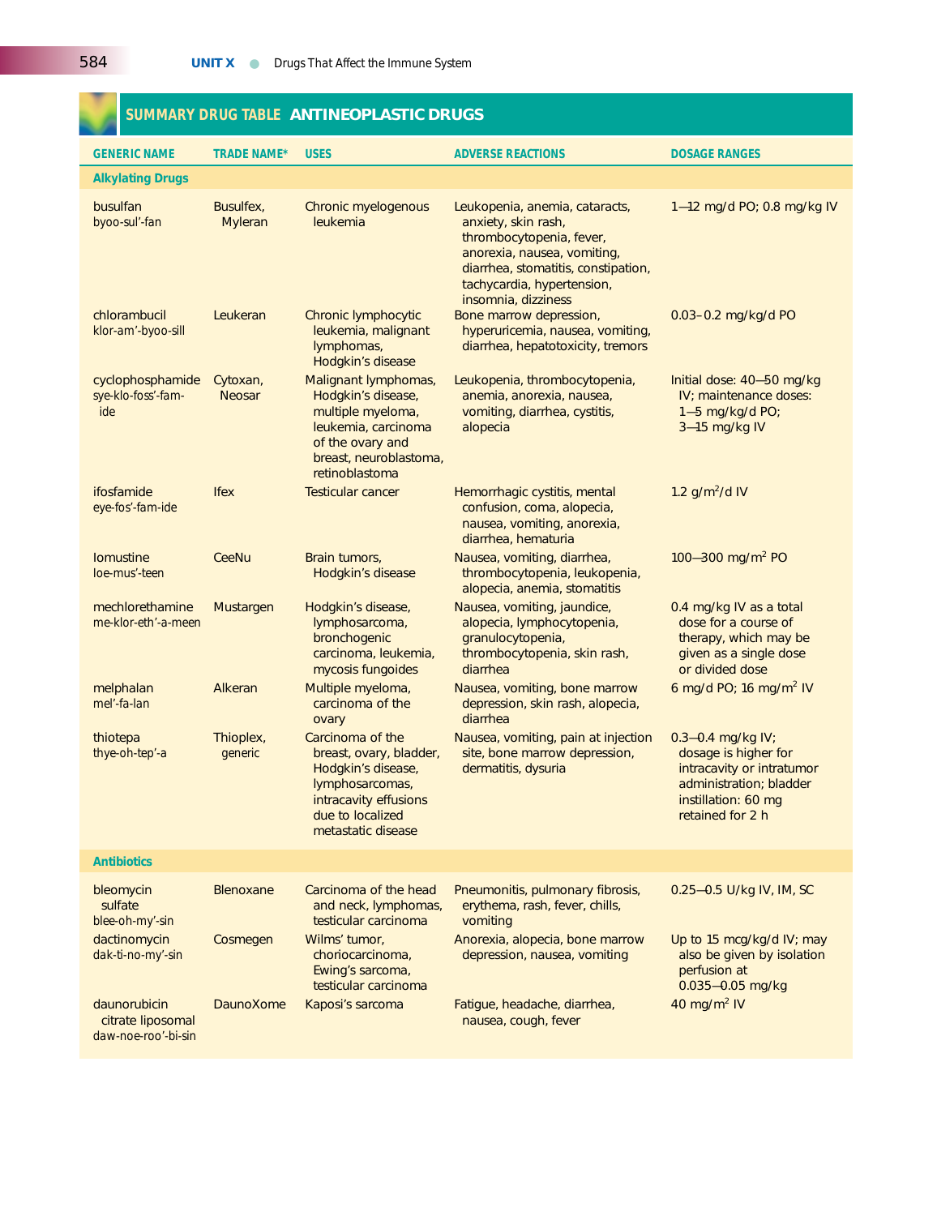## SUMMARY DRUG TABLE ANTINEOPLASTIC DRUGS

| GENERIC NAME | TRADE NAME* | USES | ADVERSE REACTIONS | DOSAGE RANGES |
|---|---|---|---|---|
| **Alkylating Drugs** | | | | |
| busulfan byoo-sul'-fan | Busulfex, Myleran | Chronic myelogenous leukemia | Leukopenia, anemia, cataracts, anxiety, skin rash, thrombocytopenia, fever, anorexia, nausea, vomiting, diarrhea, stomatitis, constipation, tachycardia, hypertension, insomnia, dizziness | 1–12 mg/d PO; 0.8 mg/kg IV |
| chlorambucil klor-am'-byoo-sill | Leukeran | Chronic lymphocytic leukemia, malignant lymphomas, Hodgkin's disease | Bone marrow depression, hyperuricemia, nausea, vomiting, diarrhea, hepatotoxicity, tremors | 0.03–0.2 mg/kg/d PO |
| cyclophosphamide sye-klo-foss'-fam-ide | Cytoxan, Neosar | Malignant lymphomas, Hodgkin's disease, multiple myeloma, leukemia, carcinoma of the ovary and breast, neuroblastoma, retinoblastoma | Leukopenia, thrombocytopenia, anemia, anorexia, nausea, vomiting, diarrhea, cystitis, alopecia | Initial dose: 40–50 mg/kg IV; maintenance doses: 1–5 mg/kg/d PO; 3–15 mg/kg IV |
| ifosfamide eye-fos'-fam-ide | Ifex | Testicular cancer | Hemorrhagic cystitis, mental confusion, coma, alopecia, nausea, vomiting, anorexia, diarrhea, hematuria | 1.2 $g/m^2$/d IV |
| lomustine loe-mus'-teen | CeeNu | Brain tumors, Hodgkin's disease | Nausea, vomiting, diarrhea, thrombocytopenia, leukopenia, alopecia, anemia, stomatitis | 100–300 $mg/m^2$ PO |
| mechlorethamine me-klor-eth'-a-meen | Mustargen | Hodgkin's disease, lymphosarcoma, bronchogenic carcinoma, leukemia, mycosis fungoides | Nausea, vomiting, jaundice, alopecia, lymphocytopenia, granulocytopenia, thrombocytopenia, skin rash, diarrhea | 0.4 mg/kg IV as a total dose for a course of therapy, which may be given as a single dose or divided dose |
| melphalan mel'-fa-lan | Alkeran | Multiple myeloma, carcinoma of the ovary | Nausea, vomiting, bone marrow depression, skin rash, alopecia, diarrhea | 6 mg/d PO; 16 $mg/m^2$ IV |
| thiotepa thye-oh-tep'-a | Thioplex, generic | Carcinoma of the breast, ovary, bladder, Hodgkin's disease, lymphosarcomas, intracavity effusions due to localized metastatic disease | Nausea, vomiting, pain at injection site, bone marrow depression, dermatitis, dysuria | 0.3–0.4 mg/kg IV; dosage is higher for intracavity or intratumor administration; bladder instillation: 60 mg retained for 2 h |
| **Antibiotics** | | | | |
| bleomycin sulfate blee-oh-my'-sin | Blenoxane | Carcinoma of the head and neck, lymphomas, testicular carcinoma | Pneumonitis, pulmonary fibrosis, erythema, rash, fever, chills, vomiting | 0.25–0.5 U/kg IV, IM, SC |
| dactinomycin dak-ti-no-my'-sin | Cosmegen | Wilms' tumor, choriocarcinoma, Ewing's sarcoma, testicular carcinoma | Anorexia, alopecia, bone marrow depression, nausea, vomiting | Up to 15 mcg/kg/d IV; may also be given by isolation perfusion at 0.035–0.05 mg/kg |
| daunorubicin citrate liposomal daw-noe-roo'-bi-sin | DaunoXome | Kaposi's sarcoma | Fatigue, headache, diarrhea, nausea, cough, fever | 40 $mg/m^2$ IV |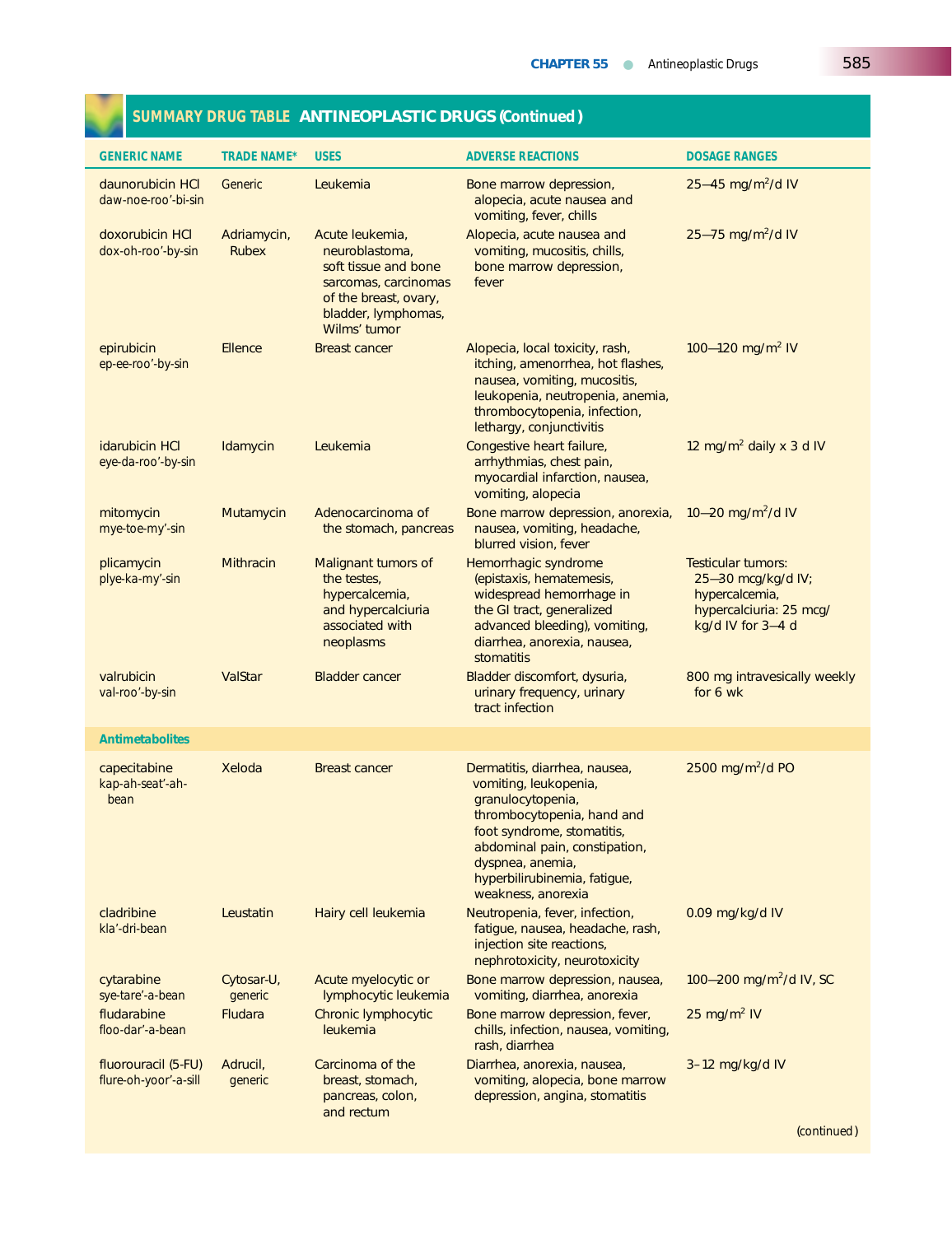## SUMMARY DRUG TABLE ANTINEOPLASTIC DRUGS (Continued)

| GENERIC NAME | TRADE NAME* | USES | ADVERSE REACTIONS | DOSAGE RANGES |
|---|---|---|---|---|
| daunorubicin HCl daw-noe-roo'-bi-sin | Generic | Leukemia | Bone marrow depression, alopecia, acute nausea and vomiting, fever, chills | 25–45 mg/m$^2$/d IV |
| doxorubicin HCl dox-oh-roo'-by-sin | Adriamycin, Rubex | Acute leukemia, neuroblastoma, soft tissue and bone sarcomas, carcinomas of the breast, ovary, bladder, lymphomas, Wilms' tumor | Alopecia, acute nausea and vomiting, mucositis, chills, bone marrow depression, fever | 25–75 mg/m$^2$/d IV |
| epirubicin ep-ee-roo'-by-sin | Ellence | Breast cancer | Alopecia, local toxicity, rash, itching, amenorrhea, hot flashes, nausea, vomiting, mucositis, leukopenia, neutropenia, anemia, thrombocytopenia, infection, lethargy, conjunctivitis | 100–120 mg/m$^2$ IV |
| idarubicin HCl eye-da-roo'-by-sin | Idamycin | Leukemia | Congestive heart failure, arrhythmias, chest pain, myocardial infarction, nausea, vomiting, alopecia | 12 mg/m$^2$ daily x 3 d IV |
| mitomycin mye-toe-my'-sin | Mutamycin | Adenocarcinoma of the stomach, pancreas | Bone marrow depression, anorexia, nausea, vomiting, headache, blurred vision, fever | 10–20 mg/m$^2$/d IV |
| plicamycin plye-ka-my'-sin | Mithracin | Malignant tumors of the testes, hypercalcemia, and hypercalciuria associated with neoplasms | Hemorrhagic syndrome (epistaxis, hematemesis, widespread hemorrhage in the GI tract, generalized advanced bleeding), vomiting, diarrhea, anorexia, nausea, stomatitis | Testicular tumors: 25–30 mcg/kg/d IV; hypercalcemia, hypercalciuria: 25 mcg/kg/d IV for 3–4 d |
| valrubicin val-roo'-by-sin | ValStar | Bladder cancer | Bladder discomfort, dysuria, urinary frequency, urinary tract infection | 800 mg intravesically weekly for 6 wk |
| **Antimetabolites** | | | | |
| capecitabine kap-ah-seat'-ah-bean | Xeloda | Breast cancer | Dermatitis, diarrhea, nausea, vomiting, leukopenia, granulocytopenia, thrombocytopenia, hand and foot syndrome, stomatitis, abdominal pain, constipation, dyspnea, anemia, hyperbilirubinemia, fatigue, weakness, anorexia | 2500 mg/m$^2$/d PO |
| cladribine kla'-dri-bean | Leustatin | Hairy cell leukemia | Neutropenia, fever, infection, fatigue, nausea, headache, rash, injection site reactions, nephrotoxicity, neurotoxicity | 0.09 mg/kg/d IV |
| cytarabine sye-tare'-a-bean | Cytosar-U, generic | Acute myelocytic or lymphocytic leukemia | Bone marrow depression, nausea, vomiting, diarrhea, anorexia | 100–200 mg/m$^2$/d IV, SC |
| fludarabine floo-dar'-a-bean | Fludara | Chronic lymphocytic leukemia | Bone marrow depression, fever, chills, infection, nausea, vomiting, rash, diarrhea | 25 mg/m$^2$ IV |
| fluorouracil (5-FU) flure-oh-yoor'-a-sill | Adrucil, generic | Carcinoma of the breast, stomach, pancreas, colon, and rectum | Diarrhea, anorexia, nausea, vomiting, alopecia, bone marrow depression, angina, stomatitis | 3–12 mg/kg/d IV |

(continued)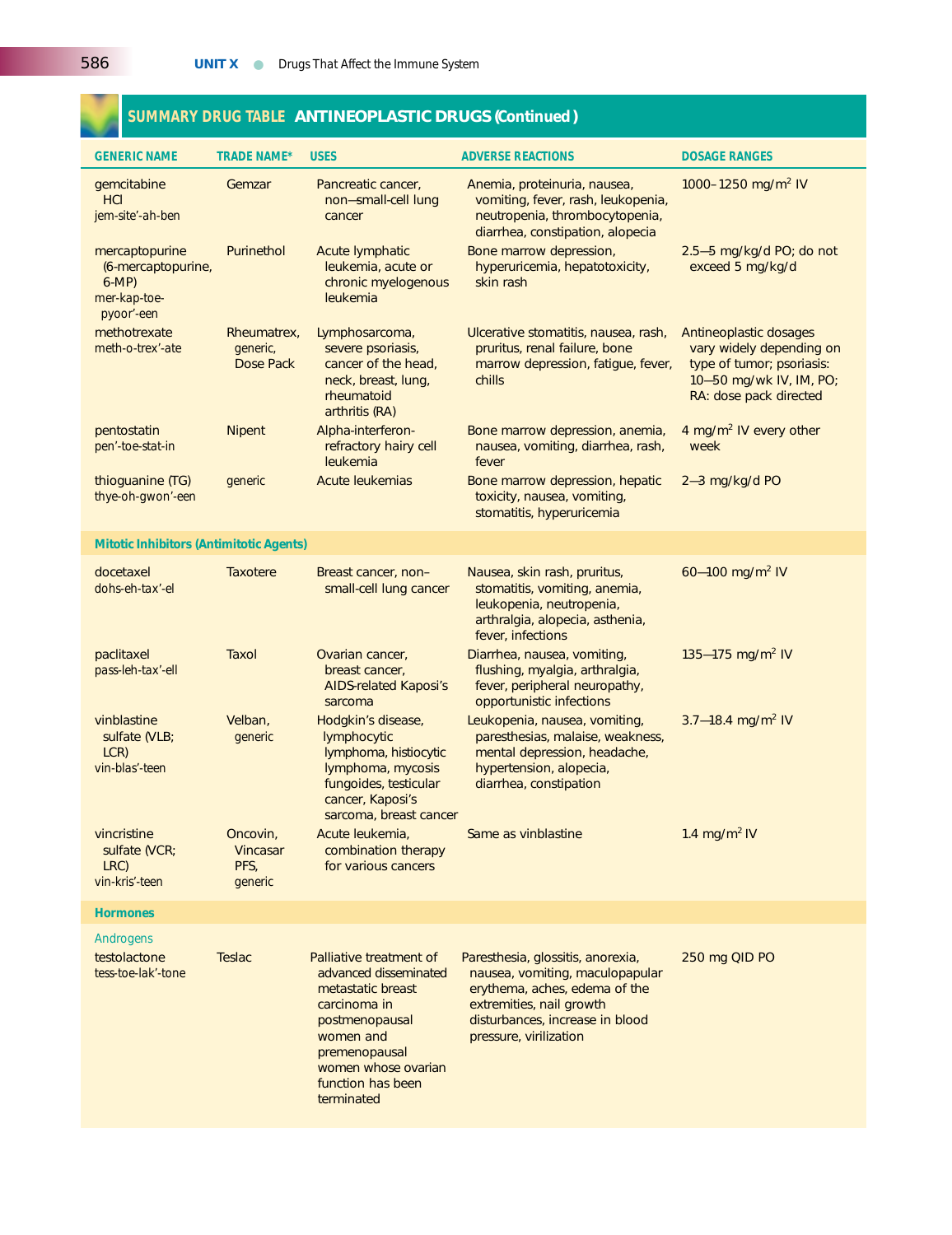## SUMMARY DRUG TABLE ANTINEOPLASTIC DRUGS (Continued)

| GENERIC NAME | TRADE NAME* | USES | ADVERSE REACTIONS | DOSAGE RANGES |
|---|---|---|---|---|
| gemcitabine HCl<br>jem-site'-ah-ben | Gemzar | Pancreatic cancer, non–small-cell lung cancer | Anemia, proteinuria, nausea, vomiting, fever, rash, leukopenia, neutropenia, thrombocytopenia, diarrhea, constipation, alopecia | 1000–1250 $mg/m^2$ IV |
| mercaptopurine (6-mercaptopurine, 6-MP)<br>mer-kap-toe-pyoor'-een | Purinethol | Acute lymphatic leukemia, acute or chronic myelogenous leukemia | Bone marrow depression, hyperuricemia, hepatotoxicity, skin rash | 2.5–5 mg/kg/d PO; do not exceed 5 mg/kg/d |
| methotrexate<br>meth-o-trex'-ate | Rheumatrex, generic, Dose Pack | Lymphosarcoma, severe psoriasis, cancer of the head, neck, breast, lung, rheumatoid arthritis (RA) | Ulcerative stomatitis, nausea, rash, pruritus, renal failure, bone marrow depression, fatigue, fever, chills | Antineoplastic dosages vary widely depending on type of tumor; psoriasis: 10–50 mg/wk IV, IM, PO; RA: dose pack directed |
| pentostatin<br>pen'-toe-stat-in | Nipent | Alpha-interferon-refractory hairy cell leukemia | Bone marrow depression, anemia, nausea, vomiting, diarrhea, rash, fever | 4 $mg/m^2$ IV every other week |
| thioguanine (TG)<br>thye-oh-gwon'-een | generic | Acute leukemias | Bone marrow depression, hepatic toxicity, nausea, vomiting, stomatitis, hyperuricemia | 2–3 mg/kg/d PO |
| **Mitotic Inhibitors (Antimitotic Agents)** | | | | |
| docetaxel<br>dohs-eh-tax'-el | Taxotere | Breast cancer, non–small-cell lung cancer | Nausea, skin rash, pruritus, stomatitis, vomiting, anemia, leukopenia, neutropenia, arthralgia, alopecia, asthenia, fever, infections | 60–100 $mg/m^2$ IV |
| paclitaxel<br>pass-leh-tax'-ell | Taxol | Ovarian cancer, breast cancer, AIDS-related Kaposi's sarcoma | Diarrhea, nausea, vomiting, flushing, myalgia, arthralgia, fever, peripheral neuropathy, opportunistic infections | 135–175 $mg/m^2$ IV |
| vinblastine sulfate (VLB; LCR)<br>vin-blas'-teen | Velban, generic | Hodgkin's disease, lymphocytic lymphoma, histiocytic lymphoma, mycosis fungoides, testicular cancer, Kaposi's sarcoma, breast cancer | Leukopenia, nausea, vomiting, paresthesias, malaise, weakness, mental depression, headache, hypertension, alopecia, diarrhea, constipation | 3.7–18.4 $mg/m^2$ IV |
| vincristine sulfate (VCR; LRC)<br>vin-kris'-teen | Oncovin, Vincasar PFS, generic | Acute leukemia, combination therapy for various cancers | Same as vinblastine | 1.4 $mg/m^2$ IV |
| **Hormones** | | | | |
| *Androgens* | | | | |
| testolactone<br>tess-toe-lak'-tone | Teslac | Palliative treatment of advanced disseminated metastatic breast carcinoma in postmenopausal women and premenopausal women whose ovarian function has been terminated | Paresthesia, glossitis, anorexia, nausea, vomiting, maculopapular erythema, aches, edema of the extremities, nail growth disturbances, increase in blood pressure, virilization | 250 mg QID PO |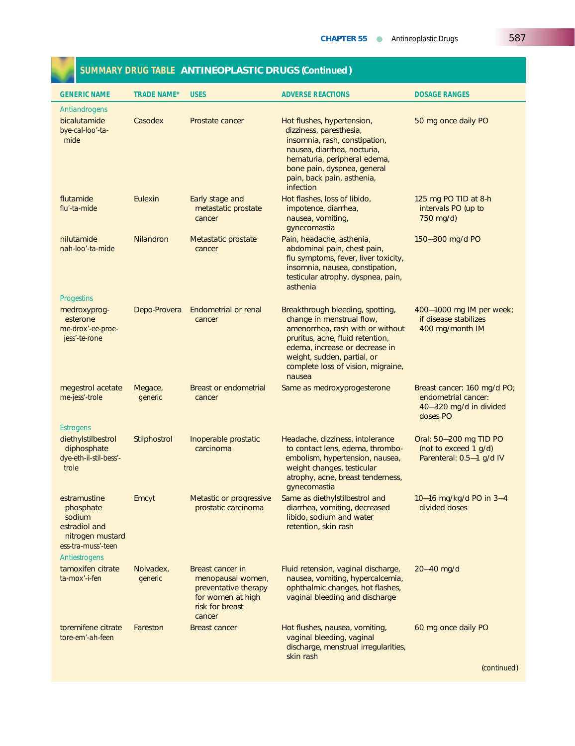## SUMMARY DRUG TABLE ANTINEOPLASTIC DRUGS (Continued )

| GENERIC NAME | TRADE NAME* | USES | ADVERSE REACTIONS | DOSAGE RANGES |
|---|---|---|---|---|
| **Antiandrogens** | | | | |
| bicalutamide bye-cal-loo'-ta-mide | Casodex | Prostate cancer | Hot flushes, hypertension, dizziness, paresthesia, insomnia, rash, constipation, nausea, diarrhea, nocturia, hematuria, peripheral edema, bone pain, dyspnea, general pain, back pain, asthenia, infection | 50 mg once daily PO |
| flutamide flu'-ta-mide | Eulexin | Early stage and metastatic prostate cancer | Hot flashes, loss of libido, impotence, diarrhea, nausea, vomiting, gynecomastia | 125 mg PO TID at 8-h intervals PO (up to 750 mg/d) |
| nilutamide nah-loo'-ta-mide | Nilandron | Metastatic prostate cancer | Pain, headache, asthenia, abdominal pain, chest pain, flu symptoms, fever, liver toxicity, insomnia, nausea, constipation, testicular atrophy, dyspnea, pain, asthenia | 150–300 mg/d PO |
| **Progestins** | | | | |
| medroxyprogesterone me-drox'-ee-proe-jess'-te-rone | Depo-Provera | Endometrial or renal cancer | Breakthrough bleeding, spotting, change in menstrual flow, amenorrhea, rash with or without pruritus, acne, fluid retention, edema, increase or decrease in weight, sudden, partial, or complete loss of vision, migraine, nausea | 400–1000 mg IM per week; if disease stabilizes 400 mg/month IM |
| megestrol acetate me-jess'-trole | Megace, generic | Breast or endometrial cancer | Same as medroxyprogesterone | Breast cancer: 160 mg/d PO; endometrial cancer: 40–320 mg/d in divided doses PO |
| **Estrogens** | | | | |
| diethylstilbestrol diphosphate dye-eth-il-stil-bess'-trole | Stilphostrol | Inoperable prostatic carcinoma | Headache, dizziness, intolerance to contact lens, edema, thromboembolism, hypertension, nausea, weight changes, testicular atrophy, acne, breast tenderness, gynecomastia | Oral: 50–200 mg TID PO (not to exceed 1 g/d) Parenteral: 0.5–1 g/d IV |
| estramustine phosphate sodium estradiol and nitrogen mustard ess-tra-muss'-teen | Emcyt | Metastic or progressive prostatic carcinoma | Same as diethylstilbestrol and diarrhea, vomiting, decreased libido, sodium and water retention, skin rash | 10–16 mg/kg/d PO in 3–4 divided doses |
| **Antiestrogens** | | | | |
| tamoxifen citrate ta-mox'-i-fen | Nolvadex, generic | Breast cancer in menopausal women, preventative therapy for women at high risk for breast cancer | Fluid retention, vaginal discharge, nausea, vomiting, hypercalcemia, ophthalmic changes, hot flashes, vaginal bleeding and discharge | 20–40 mg/d |
| toremifene citrate tore-em'-ah-feen | Fareston | Breast cancer | Hot flushes, nausea, vomiting, vaginal bleeding, vaginal discharge, menstrual irregularities, skin rash | 60 mg once daily PO |

(continued)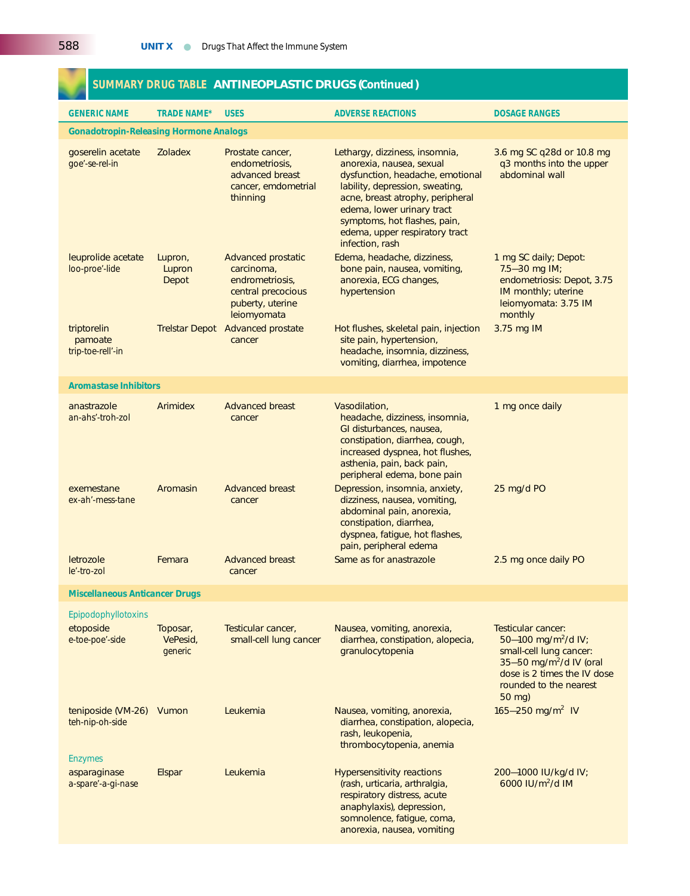## SUMMARY DRUG TABLE ANTINEOPLASTIC DRUGS (Continued)

| GENERIC NAME | TRADE NAME* | USES | ADVERSE REACTIONS | DOSAGE RANGES |
|---|---|---|---|---|
| **Gonadotropin-Releasing Hormone Analogs** | | | | |
| goserelin acetate goe'-se-rel-in | Zoladex | Prostate cancer, endometriosis, advanced breast cancer, emdometrial thinning | Lethargy, dizziness, insomnia, anorexia, nausea, sexual dysfunction, headache, emotional lability, depression, sweating, acne, breast atrophy, peripheral edema, lower urinary tract symptoms, hot flashes, pain, edema, upper respiratory tract infection, rash | 3.6 mg SC q28d or 10.8 mg q3 months into the upper abdominal wall |
| leuprolide acetate loo-proe'-lide | Lupron, Lupron Depot | Advanced prostatic carcinoma, endrometriosis, central precocious puberty, uterine leiomyomata | Edema, headache, dizziness, bone pain, nausea, vomiting, anorexia, ECG changes, hypertension | 1 mg SC daily; Depot: 7.5–30 mg IM; endometriosis: Depot, 3.75 IM monthly; uterine leiomyomata: 3.75 IM monthly |
| triptorelin pamoate trip-toe-rell'-in | Trelstar Depot | Advanced prostate cancer | Hot flushes, skeletal pain, injection site pain, hypertension, headache, insomnia, dizziness, vomiting, diarrhea, impotence | 3.75 mg IM |
| **Aromastase Inhibitors** | | | | |
| anastrazole an-ahs'-troh-zol | Arimidex | Advanced breast cancer | Vasodilation, headache, dizziness, insomnia, GI disturbances, nausea, constipation, diarrhea, cough, increased dyspnea, hot flushes, asthenia, pain, back pain, peripheral edema, bone pain | 1 mg once daily |
| exemestane ex-ah'-mess-tane | Aromasin | Advanced breast cancer | Depression, insomnia, anxiety, dizziness, nausea, vomiting, abdominal pain, anorexia, constipation, diarrhea, dyspnea, fatigue, hot flashes, pain, peripheral edema | 25 mg/d PO |
| letrozole le'-tro-zol | Femara | Advanced breast cancer | Same as for anastrazole | 2.5 mg once daily PO |
| **Miscellaneous Anticancer Drugs** | | | | |
| *Epipodophyllotoxins* | | | | |
| etoposide e-toe-poe'-side | Toposar, VePesid, generic | Testicular cancer, small-cell lung cancer | Nausea, vomiting, anorexia, diarrhea, constipation, alopecia, granulocytopenia | Testicular cancer: 50–100 mg/m$^2$/d IV; small-cell lung cancer: 35–50 mg/m$^2$/d IV (oral dose is 2 times the IV dose rounded to the nearest 50 mg) |
| teniposide (VM-26) teh-nip-oh-side | Vumon | Leukemia | Nausea, vomiting, anorexia, diarrhea, constipation, alopecia, rash, leukopenia, thrombocytopenia, anemia | 165–250 mg/m$^2$ IV |
| *Enzymes* | | | | |
| asparaginase a-spare'-a-gi-nase | Elspar | Leukemia | Hypersensitivity reactions (rash, urticaria, arthralgia, respiratory distress, acute anaphylaxis), depression, somnolence, fatigue, coma, anorexia, nausea, vomiting | 200–1000 IU/kg/d IV; 6000 IU/m$^2$/d IM |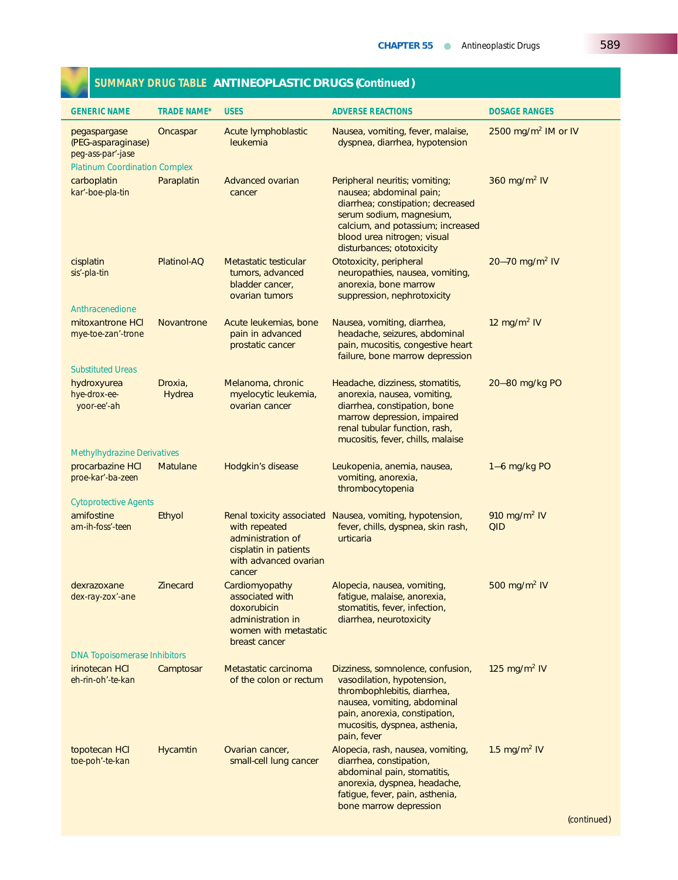## SUMMARY DRUG TABLE ANTINEOPLASTIC DRUGS (Continued)

| GENERIC NAME | TRADE NAME* | USES | ADVERSE REACTIONS | DOSAGE RANGES |
|---|---|---|---|---|
| pegaspargase (PEG-asparaginase) peg-ass-par'-jase | Oncaspar | Acute lymphoblastic leukemia | Nausea, vomiting, fever, malaise, dyspnea, diarrhea, hypotension | 2500 mg/m$^2$ IM or IV |
| **Platinum Coordination Complex** | | | | |
| carboplatin kar'-boe-pla-tin | Paraplatin | Advanced ovarian cancer | Peripheral neuritis; vomiting; nausea; abdominal pain; diarrhea; constipation; decreased serum sodium, magnesium, calcium, and potassium; increased blood urea nitrogen; visual disturbances; ototoxicity | 360 mg/m$^2$ IV |
| cisplatin sis'-pla-tin | Platinol-AQ | Metastatic testicular tumors, advanced bladder cancer, ovarian tumors | Ototoxicity, peripheral neuropathies, nausea, vomiting, anorexia, bone marrow suppression, nephrotoxicity | 20–70 mg/m$^2$ IV |
| **Anthracenedione** | | | | |
| mitoxantrone HCl mye-toe-zan'-trone | Novantrone | Acute leukemias, bone pain in advanced prostatic cancer | Nausea, vomiting, diarrhea, headache, seizures, abdominal pain, mucositis, congestive heart failure, bone marrow depression | 12 mg/m$^2$ IV |
| **Substituted Ureas** | | | | |
| hydroxyurea hye-drox-ee-yoor-ee'-ah | Droxia, Hydrea | Melanoma, chronic myelocytic leukemia, ovarian cancer | Headache, dizziness, stomatitis, anorexia, nausea, vomiting, diarrhea, constipation, bone marrow depression, impaired renal tubular function, rash, mucositis, fever, chills, malaise | 20–80 mg/kg PO |
| **Methylhydrazine Derivatives** | | | | |
| procarbazine HCl proe-kar'-ba-zeen | Matulane | Hodgkin's disease | Leukopenia, anemia, nausea, vomiting, anorexia, thrombocytopenia | 1–6 mg/kg PO |
| **Cytoprotective Agents** | | | | |
| amifostine am-ih-foss'-teen | Ethyol | Renal toxicity associated with repeated administration of cisplatin in patients with advanced ovarian cancer | Nausea, vomiting, hypotension, fever, chills, dyspnea, skin rash, urticaria | 910 mg/m$^2$ IV QID |
| dexrazoxane dex-ray-zox'-ane | Zinecard | Cardiomyopathy associated with doxorubicin administration in women with metastatic breast cancer | Alopecia, nausea, vomiting, fatigue, malaise, anorexia, stomatitis, fever, infection, diarrhea, neurotoxicity | 500 mg/m$^2$ IV |
| **DNA Topoisomerase Inhibitors** | | | | |
| irinotecan HCl eh-rin-oh'-te-kan | Camptosar | Metastatic carcinoma of the colon or rectum | Dizziness, somnolence, confusion, vasodilation, hypotension, thrombophlebitis, diarrhea, nausea, vomiting, abdominal pain, anorexia, constipation, mucositis, dyspnea, asthenia, pain, fever | 125 mg/m$^2$ IV |
| topotecan HCl toe-poh'-te-kan | Hycamtin | Ovarian cancer, small-cell lung cancer | Alopecia, rash, nausea, vomiting, diarrhea, constipation, abdominal pain, stomatitis, anorexia, dyspnea, headache, fatigue, fever, pain, asthenia, bone marrow depression | 1.5 mg/m$^2$ IV |

(continued)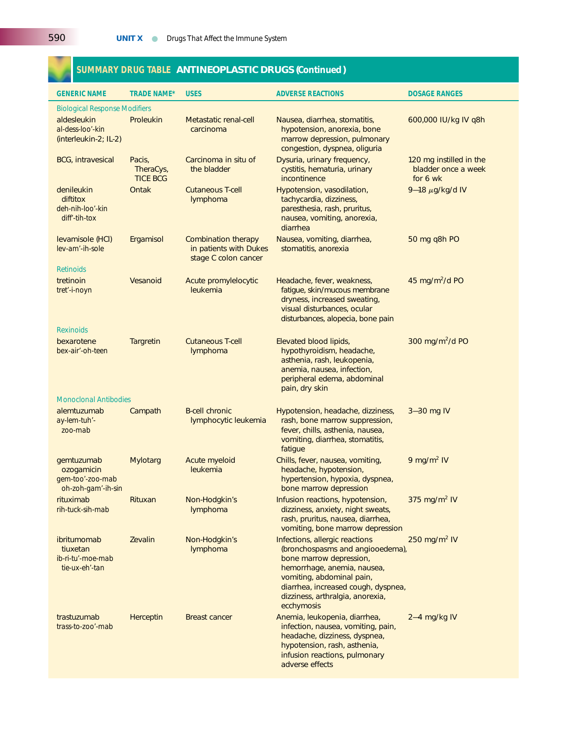## SUMMARY DRUG TABLE ANTINEOPLASTIC DRUGS (Continued)

| GENERIC NAME | TRADE NAME* | USES | ADVERSE REACTIONS | DOSAGE RANGES |
|---|---|---|---|---|
| **Biological Response Modifiers** | | | | |
| aldesleukin al-dess-loo'-kin (interleukin-2; IL-2) | Proleukin | Metastatic renal-cell carcinoma | Nausea, diarrhea, stomatitis, hypotension, anorexia, bone marrow depression, pulmonary congestion, dyspnea, oliguria | 600,000 IU/kg IV q8h |
| BCG, intravesical | Pacis, TheraCys, TICE BCG | Carcinoma in situ of the bladder | Dysuria, urinary frequency, cystitis, hematuria, urinary incontinence | 120 mg instilled in the bladder once a week for 6 wk |
| denileukin diftitox deh-nih-loo'-kin diff'-tih-tox | Ontak | Cutaneous T-cell lymphoma | Hypotension, vasodilation, tachycardia, dizziness, paresthesia, rash, pruritus, nausea, vomiting, anorexia, diarrhea | 9–18 μg/kg/d IV |
| levamisole (HCl) lev-am'-ih-sole | Ergamisol | Combination therapy in patients with Dukes stage C colon cancer | Nausea, vomiting, diarrhea, stomatitis, anorexia | 50 mg q8h PO |
| **Retinoids** | | | | |
| tretinoin tret'-i-noyn | Vesanoid | Acute promyelocytic leukemia | Headache, fever, weakness, fatigue, skin/mucous membrane dryness, increased sweating, visual disturbances, ocular disturbances, alopecia, bone pain | 45 mg/m$^2$/d PO |
| **Rexinoids** | | | | |
| bexarotene bex-air'-oh-teen | Targretin | Cutaneous T-cell lymphoma | Elevated blood lipids, hypothyroidism, headache, asthenia, rash, leukopenia, anemia, nausea, infection, peripheral edema, abdominal pain, dry skin | 300 mg/m$^2$/d PO |
| **Monoclonal Antibodies** | | | | |
| alemtuzumab ay-lem-tuh'-zoo-mab | Campath | B-cell chronic lymphocytic leukemia | Hypotension, headache, dizziness, rash, bone marrow suppression, fever, chills, asthenia, nausea, vomiting, diarrhea, stomatitis, fatigue | 3–30 mg IV |
| gemtuzumab ozogamicin gem-too'-zoo-mab oh-zoh-gam'-ih-sin | Mylotarg | Acute myeloid leukemia | Chills, fever, nausea, vomiting, headache, hypotension, hypertension, hypoxia, dyspnea, bone marrow depression | 9 mg/m$^2$ IV |
| rituximab rih-tuck-sih-mab | Rituxan | Non-Hodgkin's lymphoma | Infusion reactions, hypotension, dizziness, anxiety, night sweats, rash, pruritus, nausea, diarrhea, vomiting, bone marrow depression | 375 mg/m$^2$ IV |
| ibritumomab tiuxetan ib-ri-tu'-moe-mab tie-ux-eh'-tan | Zevalin | Non-Hodgkin's lymphoma | Infections, allergic reactions (bronchospasms and angiooedema), bone marrow depression, hemorrhage, anemia, nausea, vomiting, abdominal pain, diarrhea, increased cough, dyspnea, dizziness, arthralgia, anorexia, ecchymosis | 250 mg/m$^2$ IV |
| trastuzumab trass-to-zoo'-mab | Herceptin | Breast cancer | Anemia, leukopenia, diarrhea, infection, nausea, vomiting, pain, headache, dizziness, dyspnea, hypotension, rash, asthenia, infusion reactions, pulmonary adverse effects | 2–4 mg/kg IV |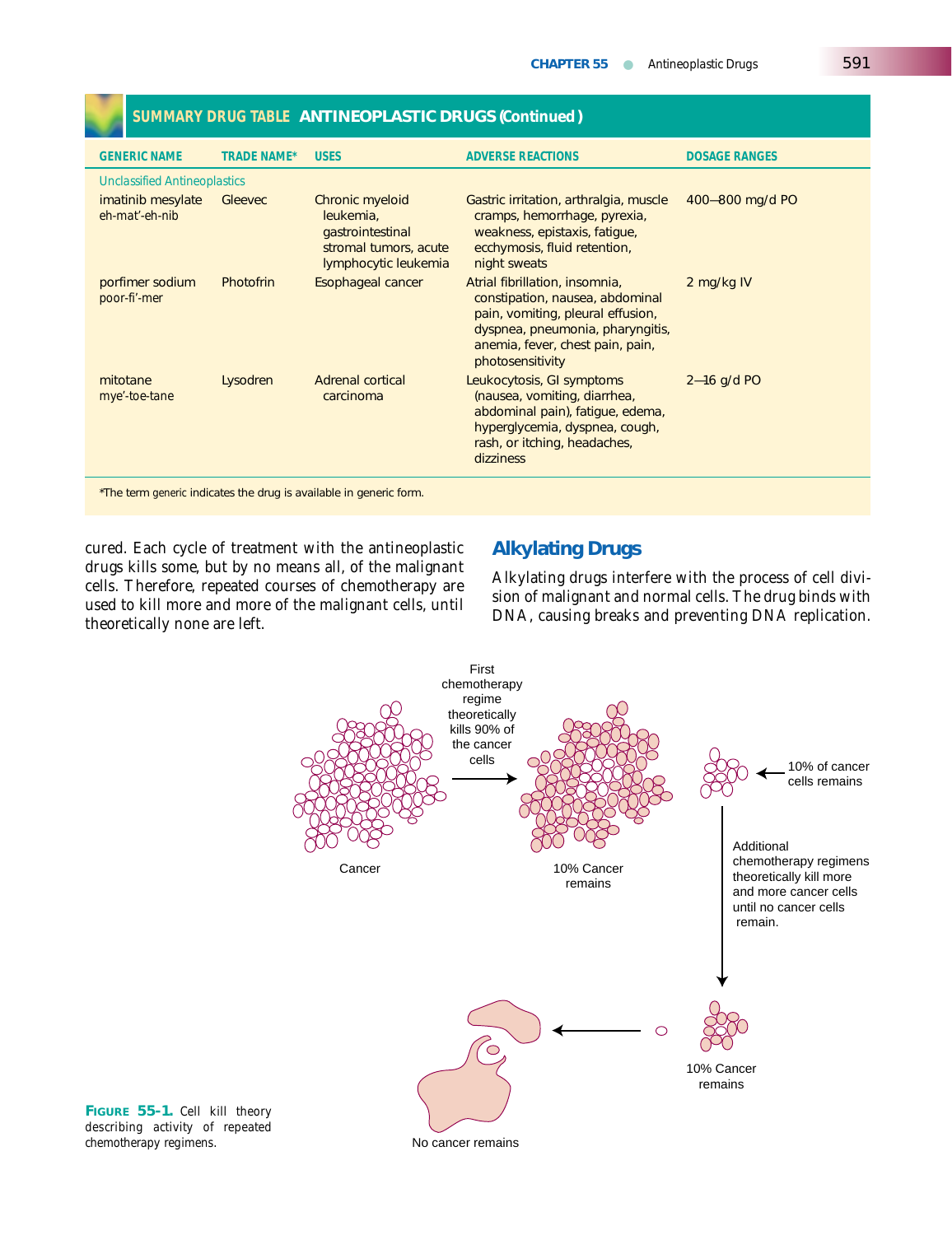**SUMMARY DRUG TABLE ANTINEOPLASTIC DRUGS (Continued)**

| GENERIC NAME | TRADE NAME* | USES | ADVERSE REACTIONS | DOSAGE RANGES |
|---|---|---|---|---|
| *Unclassified Antineoplastics* | | | | |
| imatinib mesylate eh-mat'-eh-nib | Gleevec | Chronic myeloid leukemia, gastrointestinal stromal tumors, acute lymphocytic leukemia | Gastric irritation, arthralgia, muscle cramps, hemorrhage, pyrexia, weakness, epistaxis, fatigue, ecchymosis, fluid retention, night sweats | 400–800 mg/d PO |
| porfimer sodium poor-fi'-mer | Photofrin | Esophageal cancer | Atrial fibrillation, insomnia, constipation, nausea, abdominal pain, vomiting, pleural effusion, dyspnea, pneumonia, pharyngitis, anemia, fever, chest pain, pain, photosensitivity | 2 mg/kg IV |
| mitotane mye'-toe-tane | Lysodren | Adrenal cortical carcinoma | Leukocytosis, GI symptoms (nausea, vomiting, diarrhea, abdominal pain), fatigue, edema, hyperglycemia, dyspnea, cough, rash, or itching, headaches, dizziness | 2–16 g/d PO |

*The term *generic* indicates the drug is available in generic form.

cured. Each cycle of treatment with the antineoplastic drugs kills some, but by no means all, of the malignant cells. Therefore, repeated courses of chemotherapy are used to kill more and more of the malignant cells, until theoretically none are left.

## Alkylating Drugs

Alkylating drugs interfere with the process of cell division of malignant and normal cells. The drug binds with DNA, causing breaks and preventing DNA replication.

**FIGURE 55-1.** Cell kill theory describing activity of repeated chemotherapy regimens.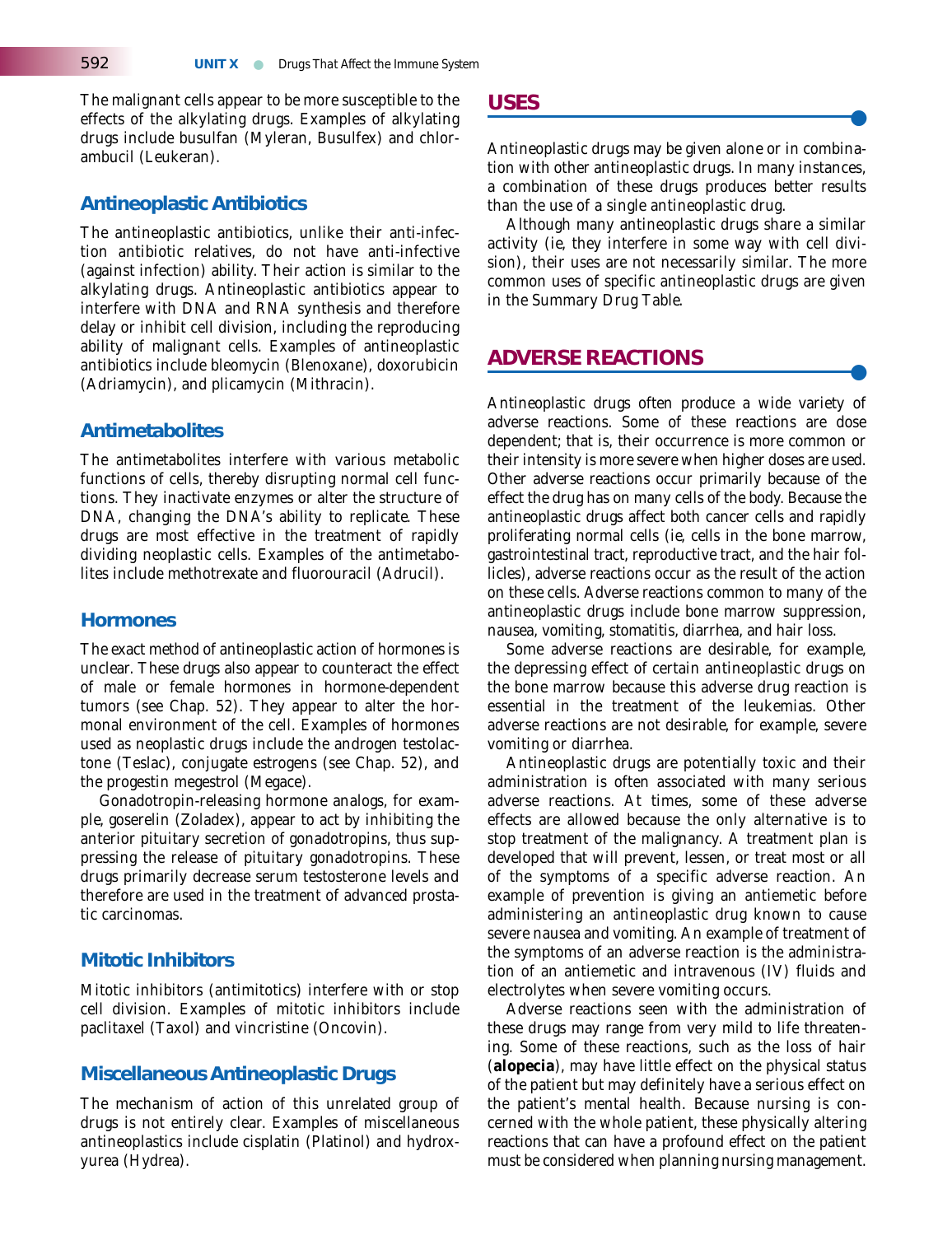The malignant cells appear to be more susceptible to the effects of the alkylating drugs. Examples of alkylating drugs include busulfan (Myleran, Busulfex) and chlorambucil (Leukeran).

### Antineoplastic Antibiotics

The antineoplastic antibiotics, unlike their anti-infection antibiotic relatives, do not have anti-infective (against infection) ability. Their action is similar to the alkylating drugs. Antineoplastic antibiotics appear to interfere with DNA and RNA synthesis and therefore delay or inhibit cell division, including the reproducing ability of malignant cells. Examples of antineoplastic antibiotics include bleomycin (Blenoxane), doxorubicin (Adriamycin), and plicamycin (Mithracin).

### Antimetabolites

The antimetabolites interfere with various metabolic functions of cells, thereby disrupting normal cell functions. They inactivate enzymes or alter the structure of DNA, changing the DNA's ability to replicate. These drugs are most effective in the treatment of rapidly dividing neoplastic cells. Examples of the antimetabolites include methotrexate and fluorouracil (Adrucil).

### Hormones

The exact method of antineoplastic action of hormones is unclear. These drugs also appear to counteract the effect of male or female hormones in hormone-dependent tumors (see Chap. 52). They appear to alter the hormonal environment of the cell. Examples of hormones used as neoplastic drugs include the androgen testolactone (Teslac), conjugate estrogens (see Chap. 52), and the progestin megestrol (Megace).

Gonadotropin-releasing hormone analogs, for example, goserelin (Zoladex), appear to act by inhibiting the anterior pituitary secretion of gonadotropins, thus suppressing the release of pituitary gonadotropins. These drugs primarily decrease serum testosterone levels and therefore are used in the treatment of advanced prostatic carcinomas.

### Mitotic Inhibitors

Mitotic inhibitors (antimitotics) interfere with or stop cell division. Examples of mitotic inhibitors include paclitaxel (Taxol) and vincristine (Oncovin).

### Miscellaneous Antineoplastic Drugs

The mechanism of action of this unrelated group of drugs is not entirely clear. Examples of miscellaneous antineoplastics include cisplatin (Platinol) and hydroxyurea (Hydrea).

## USES

Antineoplastic drugs may be given alone or in combination with other antineoplastic drugs. In many instances, a combination of these drugs produces better results than the use of a single antineoplastic drug.

Although many antineoplastic drugs share a similar activity (ie, they interfere in some way with cell division), their uses are not necessarily similar. The more common uses of specific antineoplastic drugs are given in the Summary Drug Table.

## ADVERSE REACTIONS

Antineoplastic drugs often produce a wide variety of adverse reactions. Some of these reactions are dose dependent; that is, their occurrence is more common or their intensity is more severe when higher doses are used. Other adverse reactions occur primarily because of the effect the drug has on many cells of the body. Because the antineoplastic drugs affect both cancer cells and rapidly proliferating normal cells (ie, cells in the bone marrow, gastrointestinal tract, reproductive tract, and the hair follicles), adverse reactions occur as the result of the action on these cells. Adverse reactions common to many of the antineoplastic drugs include bone marrow suppression, nausea, vomiting, stomatitis, diarrhea, and hair loss.

Some adverse reactions are desirable, for example, the depressing effect of certain antineoplastic drugs on the bone marrow because this adverse drug reaction is essential in the treatment of the leukemias. Other adverse reactions are not desirable, for example, severe vomiting or diarrhea.

Antineoplastic drugs are potentially toxic and their administration is often associated with many serious adverse reactions. At times, some of these adverse effects are allowed because the only alternative is to stop treatment of the malignancy. A treatment plan is developed that will prevent, lessen, or treat most or all of the symptoms of a specific adverse reaction. An example of prevention is giving an antiemetic before administering an antineoplastic drug known to cause severe nausea and vomiting. An example of treatment of the symptoms of an adverse reaction is the administration of an antiemetic and intravenous (IV) fluids and electrolytes when severe vomiting occurs.

Adverse reactions seen with the administration of these drugs may range from very mild to life threatening. Some of these reactions, such as the loss of hair (**alopecia**), may have little effect on the physical status of the patient but may definitely have a serious effect on the patient's mental health. Because nursing is concerned with the whole patient, these physically altering reactions that can have a profound effect on the patient must be considered when planning nursing management.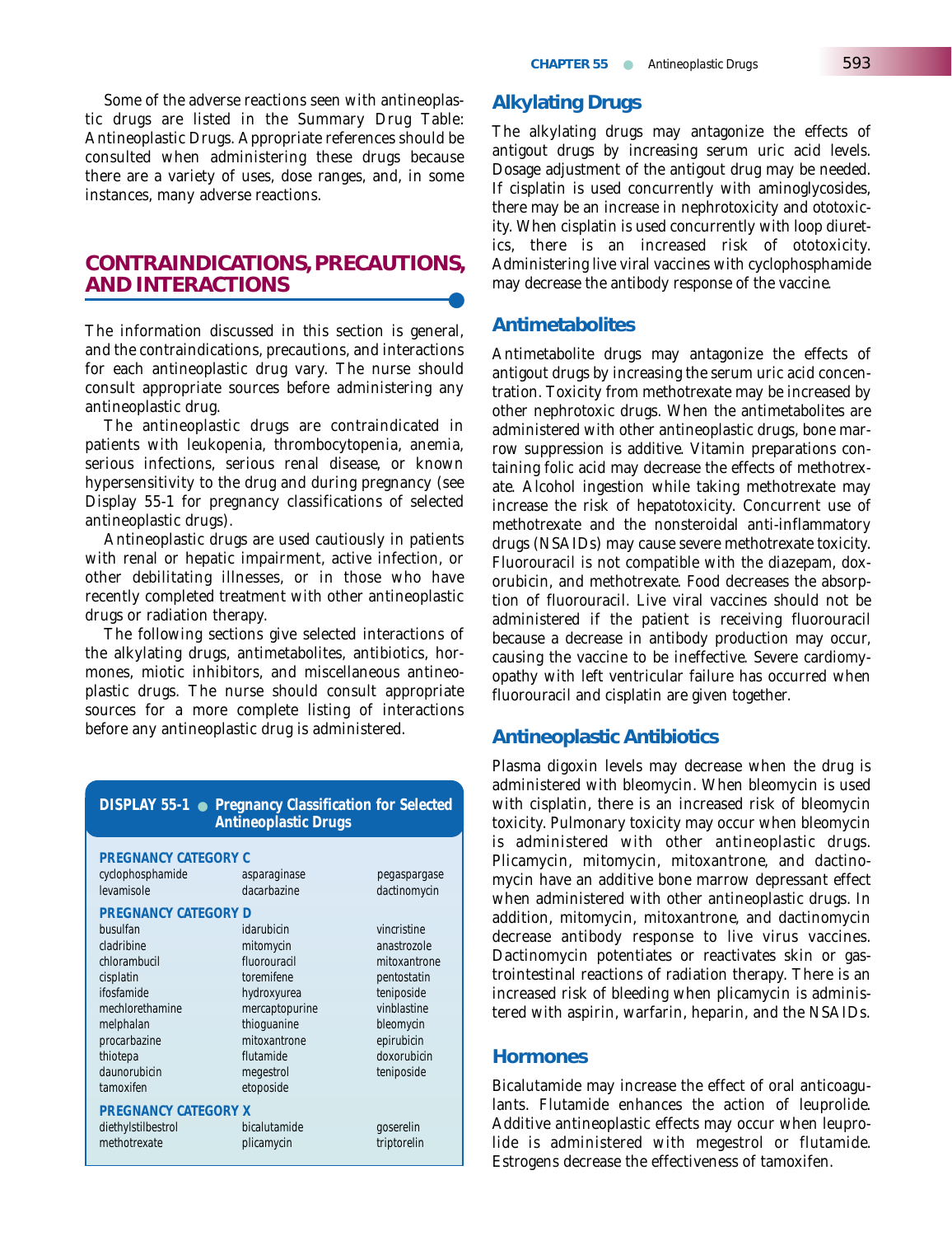Some of the adverse reactions seen with antineoplastic drugs are listed in the Summary Drug Table: Antineoplastic Drugs. Appropriate references should be consulted when administering these drugs because there are a variety of uses, dose ranges, and, in some instances, many adverse reactions.

## CONTRAINDICATIONS, PRECAUTIONS, AND INTERACTIONS

The information discussed in this section is general, and the contraindications, precautions, and interactions for each antineoplastic drug vary. The nurse should consult appropriate sources before administering any antineoplastic drug.

The antineoplastic drugs are contraindicated in patients with leukopenia, thrombocytopenia, anemia, serious infections, serious renal disease, or known hypersensitivity to the drug and during pregnancy (see Display 55-1 for pregnancy classifications of selected antineoplastic drugs).

Antineoplastic drugs are used cautiously in patients with renal or hepatic impairment, active infection, or other debilitating illnesses, or in those who have recently completed treatment with other antineoplastic drugs or radiation therapy.

The following sections give selected interactions of the alkylating drugs, antimetabolites, antibiotics, hormones, miotic inhibitors, and miscellaneous antineoplastic drugs. The nurse should consult appropriate sources for a more complete listing of interactions before any antineoplastic drug is administered.

**DISPLAY 55-1 ● Pregnancy Classification for Selected Antineoplastic Drugs**

**PREGNANCY CATEGORY C**

| | | |
|---|---|---|
| cyclophosphamide | asparaginase | pegaspargase |
| levamisole | dacarbazine | dactinomycin |

**PREGNANCY CATEGORY D**

| | | |
|---|---|---|
| busulfan | idarubicin | vincristine |
| cladribine | mitomycin | anastrozole |
| chlorambucil | fluorouracil | mitoxantrone |
| cisplatin | toremifene | pentostatin |
| ifosfamide | hydroxyurea | teniposide |
| mechlorethamine | mercaptopurine | vinblastine |
| melphalan | thioguanine | bleomycin |
| procarbazine | mitoxantrone | epirubicin |
| thiotepa | flutamide | doxorubicin |
| daunorubicin | megestrol | teniposide |
| tamoxifen | etoposide | |

**PREGNANCY CATEGORY X**

| | | |
|---|---|---|
| diethylstilbestrol | bicalutamide | goserelin |
| methotrexate | plicamycin | triptorelin |

### Alkylating Drugs

The alkylating drugs may antagonize the effects of antigout drugs by increasing serum uric acid levels. Dosage adjustment of the antigout drug may be needed. If cisplatin is used concurrently with aminoglycosides, there may be an increase in nephrotoxicity and ototoxicity. When cisplatin is used concurrently with loop diuretics, there is an increased risk of ototoxicity. Administering live viral vaccines with cyclophosphamide may decrease the antibody response of the vaccine.

### Antimetabolites

Antimetabolite drugs may antagonize the effects of antigout drugs by increasing the serum uric acid concentration. Toxicity from methotrexate may be increased by other nephrotoxic drugs. When the antimetabolites are administered with other antineoplastic drugs, bone marrow suppression is additive. Vitamin preparations containing folic acid may decrease the effects of methotrexate. Alcohol ingestion while taking methotrexate may increase the risk of hepatotoxicity. Concurrent use of methotrexate and the nonsteroidal anti-inflammatory drugs (NSAIDs) may cause severe methotrexate toxicity. Fluorouracil is not compatible with the diazepam, doxorubicin, and methotrexate. Food decreases the absorption of fluorouracil. Live viral vaccines should not be administered if the patient is receiving fluorouracil because a decrease in antibody production may occur, causing the vaccine to be ineffective. Severe cardiomyopathy with left ventricular failure has occurred when fluorouracil and cisplatin are given together.

### Antineoplastic Antibiotics

Plasma digoxin levels may decrease when the drug is administered with bleomycin. When bleomycin is used with cisplatin, there is an increased risk of bleomycin toxicity. Pulmonary toxicity may occur when bleomycin is administered with other antineoplastic drugs. Plicamycin, mitomycin, mitoxantrone, and dactinomycin have an additive bone marrow depressant effect when administered with other antineoplastic drugs. In addition, mitomycin, mitoxantrone, and dactinomycin decrease antibody response to live virus vaccines. Dactinomycin potentiates or reactivates skin or gastrointestinal reactions of radiation therapy. There is an increased risk of bleeding when plicamycin is administered with aspirin, warfarin, heparin, and the NSAIDs.

### Hormones

Bicalutamide may increase the effect of oral anticoagulants. Flutamide enhances the action of leuprolide. Additive antineoplastic effects may occur when leuprolide is administered with megestrol or flutamide. Estrogens decrease the effectiveness of tamoxifen.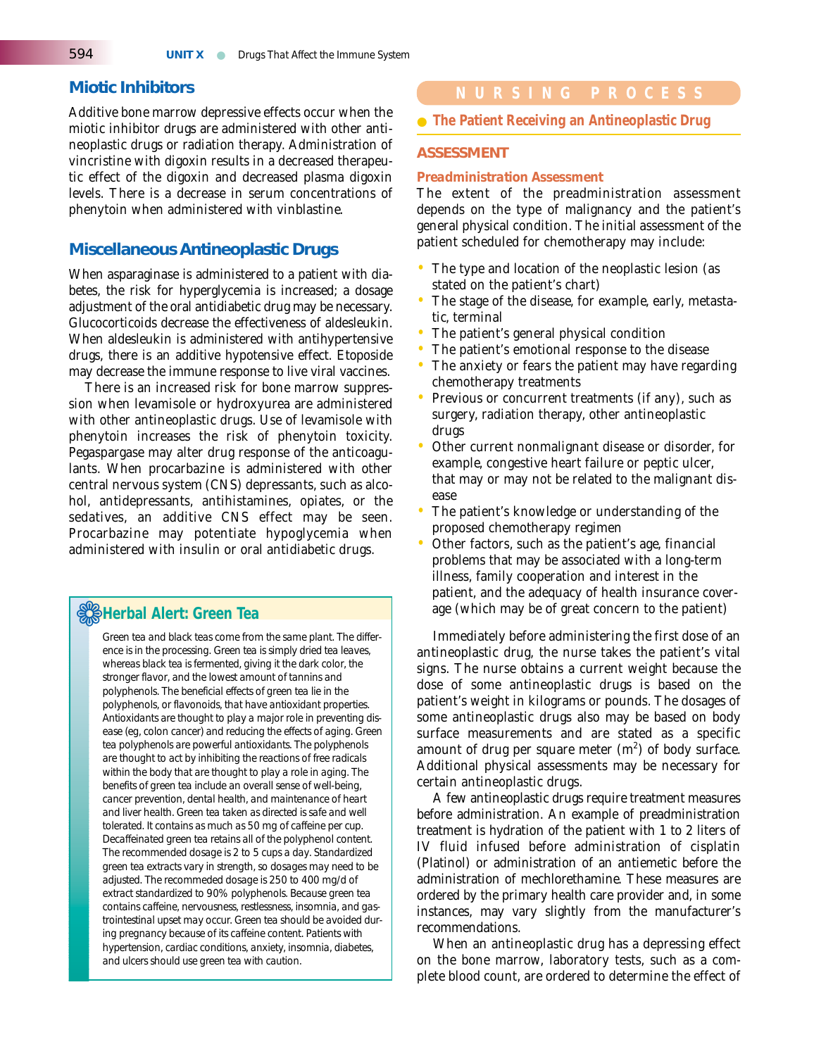### Miotic Inhibitors

Additive bone marrow depressive effects occur when the miotic inhibitor drugs are administered with other antineoplastic drugs or radiation therapy. Administration of vincristine with digoxin results in a decreased therapeutic effect of the digoxin and decreased plasma digoxin levels. There is a decrease in serum concentrations of phenytoin when administered with vinblastine.

### Miscellaneous Antineoplastic Drugs

When asparaginase is administered to a patient with diabetes, the risk for hyperglycemia is increased; a dosage adjustment of the oral antidiabetic drug may be necessary. Glucocorticoids decrease the effectiveness of aldesleukin. When aldesleukin is administered with antihypertensive drugs, there is an additive hypotensive effect. Etoposide may decrease the immune response to live viral vaccines.

There is an increased risk for bone marrow suppression when levamisole or hydroxyurea are administered with other antineoplastic drugs. Use of levamisole with phenytoin increases the risk of phenytoin toxicity. Pegaspargase may alter drug response of the anticoagulants. When procarbazine is administered with other central nervous system (CNS) depressants, such as alcohol, antidepressants, antihistamines, opiates, or the sedatives, an additive CNS effect may be seen. Procarbazine may potentiate hypoglycemia when administered with insulin or oral antidiabetic drugs.

#### Herbal Alert: Green Tea

Green tea and black teas come from the same plant. The difference is in the processing. Green tea is simply dried tea leaves, whereas black tea is fermented, giving it the dark color, the stronger flavor, and the lowest amount of tannins and polyphenols. The beneficial effects of green tea lie in the polyphenols, or flavonoids, that have antioxidant properties. Antioxidants are thought to play a major role in preventing disease (eg, colon cancer) and reducing the effects of aging. Green tea polyphenols are powerful antioxidants. The polyphenols are thought to act by inhibiting the reactions of free radicals within the body that are thought to play a role in aging. The benefits of green tea include an overall sense of well-being, cancer prevention, dental health, and maintenance of heart and liver health. Green tea taken as directed is safe and well tolerated. It contains as much as 50 mg of caffeine per cup. Decaffeinated green tea retains all of the polyphenol content. The recommended dosage is 2 to 5 cups a day. Standardized green tea extracts vary in strength, so dosages may need to be adjusted. The recommeded dosage is 250 to 400 mg/d of extract standardized to 90% polyphenols. Because green tea contains caffeine, nervousness, restlessness, insomnia, and gastrointestinal upset may occur. Green tea should be avoided during pregnancy because of its caffeine content. Patients with hypertension, cardiac conditions, anxiety, insomnia, diabetes, and ulcers should use green tea with caution.

## NURSING PROCESS

### The Patient Receiving an Antineoplastic Drug

### ASSESSMENT

#### *Preadministration Assessment*

The extent of the preadministration assessment depends on the type of malignancy and the patient's general physical condition. The initial assessment of the patient scheduled for chemotherapy may include:

- The type and location of the neoplastic lesion (as stated on the patient's chart)
- The stage of the disease, for example, early, metastatic, terminal
- The patient's general physical condition
- The patient's emotional response to the disease
- The anxiety or fears the patient may have regarding chemotherapy treatments
- Previous or concurrent treatments (if any), such as surgery, radiation therapy, other antineoplastic drugs
- Other current nonmalignant disease or disorder, for example, congestive heart failure or peptic ulcer, that may or may not be related to the malignant disease
- The patient's knowledge or understanding of the proposed chemotherapy regimen
- Other factors, such as the patient's age, financial problems that may be associated with a long-term illness, family cooperation and interest in the patient, and the adequacy of health insurance coverage (which may be of great concern to the patient)

Immediately before administering the first dose of an antineoplastic drug, the nurse takes the patient's vital signs. The nurse obtains a current weight because the dose of some antineoplastic drugs is based on the patient's weight in kilograms or pounds. The dosages of some antineoplastic drugs also may be based on body surface measurements and are stated as a specific amount of drug per square meter ($m^2$) of body surface. Additional physical assessments may be necessary for certain antineoplastic drugs.

A few antineoplastic drugs require treatment measures before administration. An example of preadministration treatment is hydration of the patient with 1 to 2 liters of IV fluid infused before administration of cisplatin (Platinol) or administration of an antiemetic before the administration of mechlorethamine. These measures are ordered by the primary health care provider and, in some instances, may vary slightly from the manufacturer's recommendations.

When an antineoplastic drug has a depressing effect on the bone marrow, laboratory tests, such as a complete blood count, are ordered to determine the effect of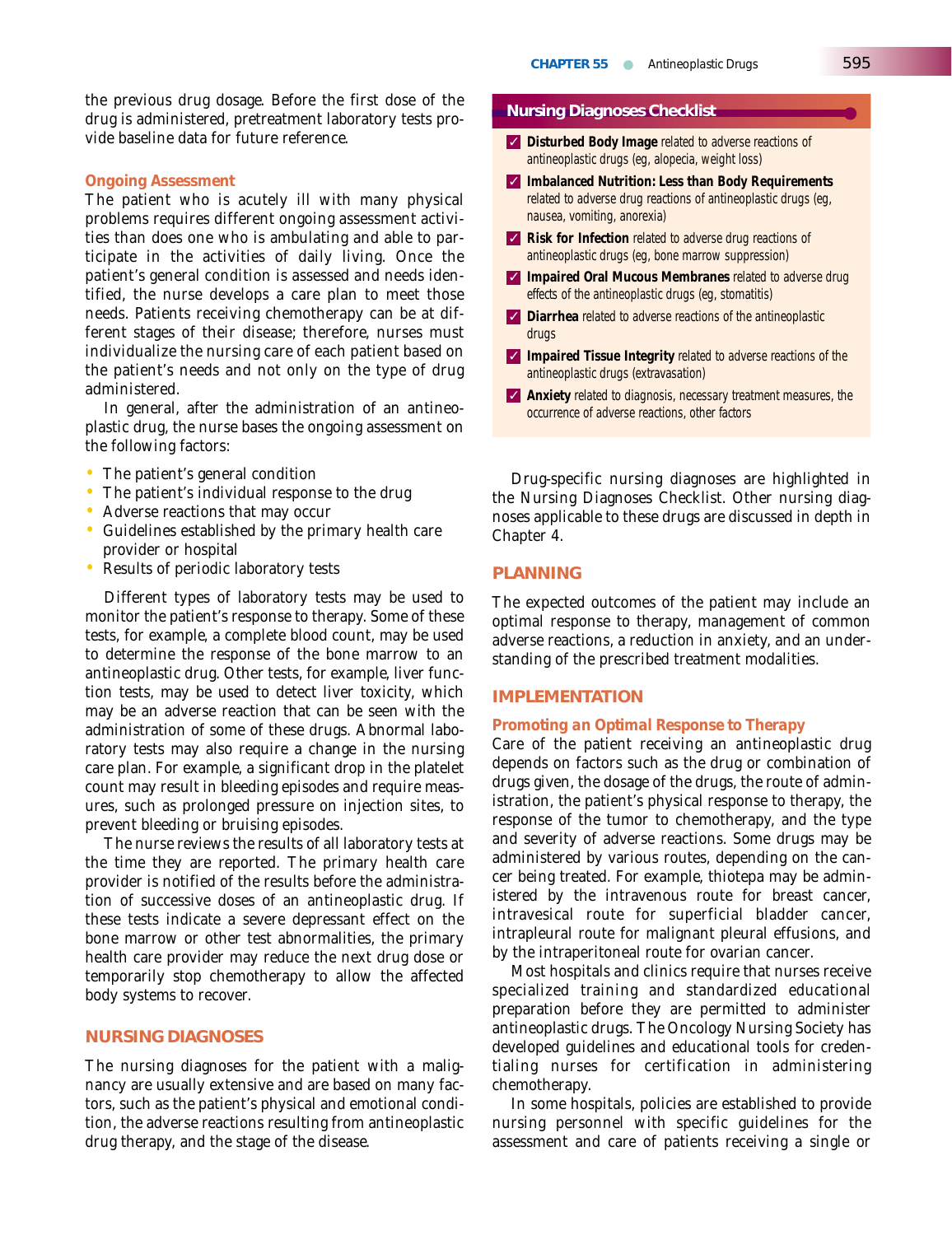the previous drug dosage. Before the first dose of the drug is administered, pretreatment laboratory tests provide baseline data for future reference.

### Ongoing Assessment

The patient who is acutely ill with many physical problems requires different ongoing assessment activities than does one who is ambulating and able to participate in the activities of daily living. Once the patient's general condition is assessed and needs identified, the nurse develops a care plan to meet those needs. Patients receiving chemotherapy can be at different stages of their disease; therefore, nurses must individualize the nursing care of each patient based on the patient's needs and not only on the type of drug administered.

In general, after the administration of an antineoplastic drug, the nurse bases the ongoing assessment on the following factors:

- The patient's general condition
- The patient's individual response to the drug
- Adverse reactions that may occur
- Guidelines established by the primary health care provider or hospital
- Results of periodic laboratory tests

Different types of laboratory tests may be used to monitor the patient's response to therapy. Some of these tests, for example, a complete blood count, may be used to determine the response of the bone marrow to an antineoplastic drug. Other tests, for example, liver function tests, may be used to detect liver toxicity, which may be an adverse reaction that can be seen with the administration of some of these drugs. Abnormal laboratory tests may also require a change in the nursing care plan. For example, a significant drop in the platelet count may result in bleeding episodes and require measures, such as prolonged pressure on injection sites, to prevent bleeding or bruising episodes.

The nurse reviews the results of all laboratory tests at the time they are reported. The primary health care provider is notified of the results before the administration of successive doses of an antineoplastic drug. If these tests indicate a severe depressant effect on the bone marrow or other test abnormalities, the primary health care provider may reduce the next drug dose or temporarily stop chemotherapy to allow the affected body systems to recover.

## NURSING DIAGNOSES

The nursing diagnoses for the patient with a malignancy are usually extensive and are based on many factors, such as the patient's physical and emotional condition, the adverse reactions resulting from antineoplastic drug therapy, and the stage of the disease.

### Nursing Diagnoses Checklist

- ✓ **Disturbed Body Image** related to adverse reactions of antineoplastic drugs (eg, alopecia, weight loss)
- ✓ **Imbalanced Nutrition: Less than Body Requirements** related to adverse drug reactions of antineoplastic drugs (eg, nausea, vomiting, anorexia)
- ✓ **Risk for Infection** related to adverse drug reactions of antineoplastic drugs (eg, bone marrow suppression)
- ✓ **Impaired Oral Mucous Membranes** related to adverse drug effects of the antineoplastic drugs (eg, stomatitis)
- ✓ **Diarrhea** related to adverse reactions of the antineoplastic drugs
- ✓ **Impaired Tissue Integrity** related to adverse reactions of the antineoplastic drugs (extravasation)
- ✓ **Anxiety** related to diagnosis, necessary treatment measures, the occurrence of adverse reactions, other factors

Drug-specific nursing diagnoses are highlighted in the Nursing Diagnoses Checklist. Other nursing diagnoses applicable to these drugs are discussed in depth in Chapter 4.

## PLANNING

The expected outcomes of the patient may include an optimal response to therapy, management of common adverse reactions, a reduction in anxiety, and an understanding of the prescribed treatment modalities.

## IMPLEMENTATION

### Promoting an Optimal Response to Therapy

Care of the patient receiving an antineoplastic drug depends on factors such as the drug or combination of drugs given, the dosage of the drugs, the route of administration, the patient's physical response to therapy, the response of the tumor to chemotherapy, and the type and severity of adverse reactions. Some drugs may be administered by various routes, depending on the cancer being treated. For example, thiotepa may be administered by the intravenous route for breast cancer, intravesical route for superficial bladder cancer, intrapleural route for malignant pleural effusions, and by the intraperitoneal route for ovarian cancer.

Most hospitals and clinics require that nurses receive specialized training and standardized educational preparation before they are permitted to administer antineoplastic drugs. The Oncology Nursing Society has developed guidelines and educational tools for credentialing nurses for certification in administering chemotherapy.

In some hospitals, policies are established to provide nursing personnel with specific guidelines for the assessment and care of patients receiving a single or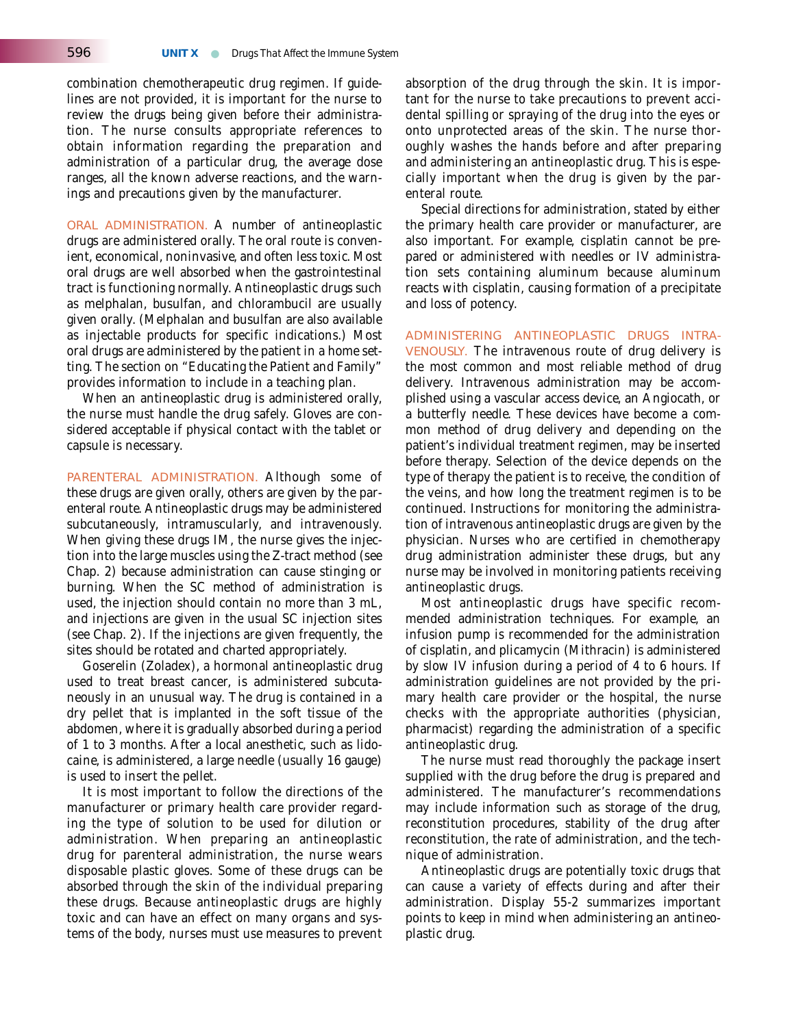combination chemotherapeutic drug regimen. If guidelines are not provided, it is important for the nurse to review the drugs being given before their administration. The nurse consults appropriate references to obtain information regarding the preparation and administration of a particular drug, the average dose ranges, all the known adverse reactions, and the warnings and precautions given by the manufacturer.

ORAL ADMINISTRATION. A number of antineoplastic drugs are administered orally. The oral route is convenient, economical, noninvasive, and often less toxic. Most oral drugs are well absorbed when the gastrointestinal tract is functioning normally. Antineoplastic drugs such as melphalan, busulfan, and chlorambucil are usually given orally. (Melphalan and busulfan are also available as injectable products for specific indications.) Most oral drugs are administered by the patient in a home setting. The section on "Educating the Patient and Family" provides information to include in a teaching plan.

When an antineoplastic drug is administered orally, the nurse must handle the drug safely. Gloves are considered acceptable if physical contact with the tablet or capsule is necessary.

PARENTERAL ADMINISTRATION. Although some of these drugs are given orally, others are given by the parenteral route. Antineoplastic drugs may be administered subcutaneously, intramuscularly, and intravenously. When giving these drugs IM, the nurse gives the injection into the large muscles using the Z-tract method (see Chap. 2) because administration can cause stinging or burning. When the SC method of administration is used, the injection should contain no more than 3 mL, and injections are given in the usual SC injection sites (see Chap. 2). If the injections are given frequently, the sites should be rotated and charted appropriately.

Goserelin (Zoladex), a hormonal antineoplastic drug used to treat breast cancer, is administered subcutaneously in an unusual way. The drug is contained in a dry pellet that is implanted in the soft tissue of the abdomen, where it is gradually absorbed during a period of 1 to 3 months. After a local anesthetic, such as lidocaine, is administered, a large needle (usually 16 gauge) is used to insert the pellet.

It is most important to follow the directions of the manufacturer or primary health care provider regarding the type of solution to be used for dilution or administration. When preparing an antineoplastic drug for parenteral administration, the nurse wears disposable plastic gloves. Some of these drugs can be absorbed through the skin of the individual preparing these drugs. Because antineoplastic drugs are highly toxic and can have an effect on many organs and systems of the body, nurses must use measures to prevent absorption of the drug through the skin. It is important for the nurse to take precautions to prevent accidental spilling or spraying of the drug into the eyes or onto unprotected areas of the skin. The nurse thoroughly washes the hands before and after preparing and administering an antineoplastic drug. This is especially important when the drug is given by the parenteral route.

Special directions for administration, stated by either the primary health care provider or manufacturer, are also important. For example, cisplatin cannot be prepared or administered with needles or IV administration sets containing aluminum because aluminum reacts with cisplatin, causing formation of a precipitate and loss of potency.

ADMINISTERING ANTINEOPLASTIC DRUGS INTRAVENOUSLY. The intravenous route of drug delivery is the most common and most reliable method of drug delivery. Intravenous administration may be accomplished using a vascular access device, an Angiocath, or a butterfly needle. These devices have become a common method of drug delivery and depending on the patient's individual treatment regimen, may be inserted before therapy. Selection of the device depends on the type of therapy the patient is to receive, the condition of the veins, and how long the treatment regimen is to be continued. Instructions for monitoring the administration of intravenous antineoplastic drugs are given by the physician. Nurses who are certified in chemotherapy drug administration administer these drugs, but any nurse may be involved in monitoring patients receiving antineoplastic drugs.

Most antineoplastic drugs have specific recommended administration techniques. For example, an infusion pump is recommended for the administration of cisplatin, and plicamycin (Mithracin) is administered by slow IV infusion during a period of 4 to 6 hours. If administration guidelines are not provided by the primary health care provider or the hospital, the nurse checks with the appropriate authorities (physician, pharmacist) regarding the administration of a specific antineoplastic drug.

The nurse must read thoroughly the package insert supplied with the drug before the drug is prepared and administered. The manufacturer's recommendations may include information such as storage of the drug, reconstitution procedures, stability of the drug after reconstitution, the rate of administration, and the technique of administration.

Antineoplastic drugs are potentially toxic drugs that can cause a variety of effects during and after their administration. Display 55-2 summarizes important points to keep in mind when administering an antineoplastic drug.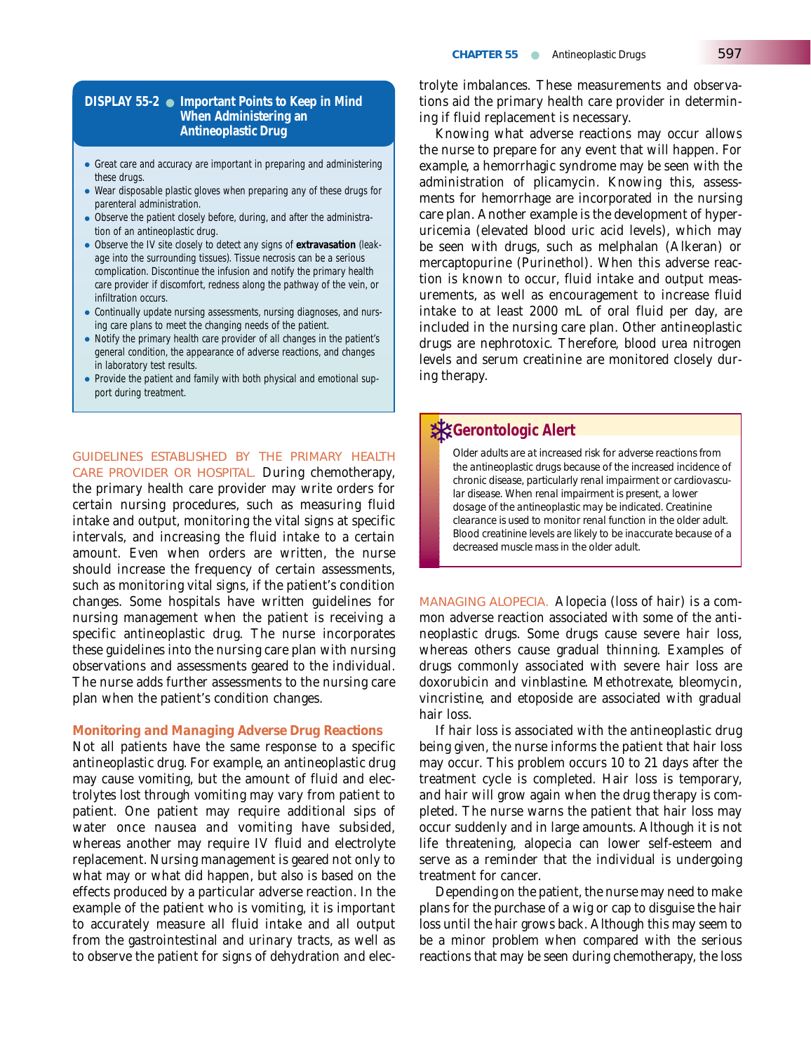**DISPLAY 55-2 ● Important Points to Keep in Mind When Administering an Antineoplastic Drug**

- Great care and accuracy are important in preparing and administering these drugs.
- Wear disposable plastic gloves when preparing any of these drugs for parenteral administration.
- Observe the patient closely before, during, and after the administration of an antineoplastic drug.
- Observe the IV site closely to detect any signs of **extravasation** (leakage into the surrounding tissues). Tissue necrosis can be a serious complication. Discontinue the infusion and notify the primary health care provider if discomfort, redness along the pathway of the vein, or infiltration occurs.
- Continually update nursing assessments, nursing diagnoses, and nursing care plans to meet the changing needs of the patient.
- Notify the primary health care provider of all changes in the patient's general condition, the appearance of adverse reactions, and changes in laboratory test results.
- Provide the patient and family with both physical and emotional support during treatment.

GUIDELINES ESTABLISHED BY THE PRIMARY HEALTH CARE PROVIDER OR HOSPITAL. During chemotherapy, the primary health care provider may write orders for certain nursing procedures, such as measuring fluid intake and output, monitoring the vital signs at specific intervals, and increasing the fluid intake to a certain amount. Even when orders are written, the nurse should increase the frequency of certain assessments, such as monitoring vital signs, if the patient's condition changes. Some hospitals have written guidelines for nursing management when the patient is receiving a specific antineoplastic drug. The nurse incorporates these guidelines into the nursing care plan with nursing observations and assessments geared to the individual. The nurse adds further assessments to the nursing care plan when the patient's condition changes.

### Monitoring and Managing Adverse Drug Reactions

Not all patients have the same response to a specific antineoplastic drug. For example, an antineoplastic drug may cause vomiting, but the amount of fluid and electrolytes lost through vomiting may vary from patient to patient. One patient may require additional sips of water once nausea and vomiting have subsided, whereas another may require IV fluid and electrolyte replacement. Nursing management is geared not only to what may or what did happen, but also is based on the effects produced by a particular adverse reaction. In the example of the patient who is vomiting, it is important to accurately measure all fluid intake and all output from the gastrointestinal and urinary tracts, as well as to observe the patient for signs of dehydration and electrolyte imbalances. These measurements and observations aid the primary health care provider in determining if fluid replacement is necessary.

Knowing what adverse reactions may occur allows the nurse to prepare for any event that will happen. For example, a hemorrhagic syndrome may be seen with the administration of plicamycin. Knowing this, assessments for hemorrhage are incorporated in the nursing care plan. Another example is the development of hyperuricemia (elevated blood uric acid levels), which may be seen with drugs, such as melphalan (Alkeran) or mercaptopurine (Purinethol). When this adverse reaction is known to occur, fluid intake and output measurements, as well as encouragement to increase fluid intake to at least 2000 mL of oral fluid per day, are included in the nursing care plan. Other antineoplastic drugs are nephrotoxic. Therefore, blood urea nitrogen levels and serum creatinine are monitored closely during therapy.

**Gerontologic Alert**

Older adults are at increased risk for adverse reactions from the antineoplastic drugs because of the increased incidence of chronic disease, particularly renal impairment or cardiovascular disease. When renal impairment is present, a lower dosage of the antineoplastic may be indicated. Creatinine clearance is used to monitor renal function in the older adult. Blood creatinine levels are likely to be inaccurate because of a decreased muscle mass in the older adult.

MANAGING ALOPECIA. Alopecia (loss of hair) is a common adverse reaction associated with some of the antineoplastic drugs. Some drugs cause severe hair loss, whereas others cause gradual thinning. Examples of drugs commonly associated with severe hair loss are doxorubicin and vinblastine. Methotrexate, bleomycin, vincristine, and etoposide are associated with gradual hair loss.

If hair loss is associated with the antineoplastic drug being given, the nurse informs the patient that hair loss may occur. This problem occurs 10 to 21 days after the treatment cycle is completed. Hair loss is temporary, and hair will grow again when the drug therapy is completed. The nurse warns the patient that hair loss may occur suddenly and in large amounts. Although it is not life threatening, alopecia can lower self-esteem and serve as a reminder that the individual is undergoing treatment for cancer.

Depending on the patient, the nurse may need to make plans for the purchase of a wig or cap to disguise the hair loss until the hair grows back. Although this may seem to be a minor problem when compared with the serious reactions that may be seen during chemotherapy, the loss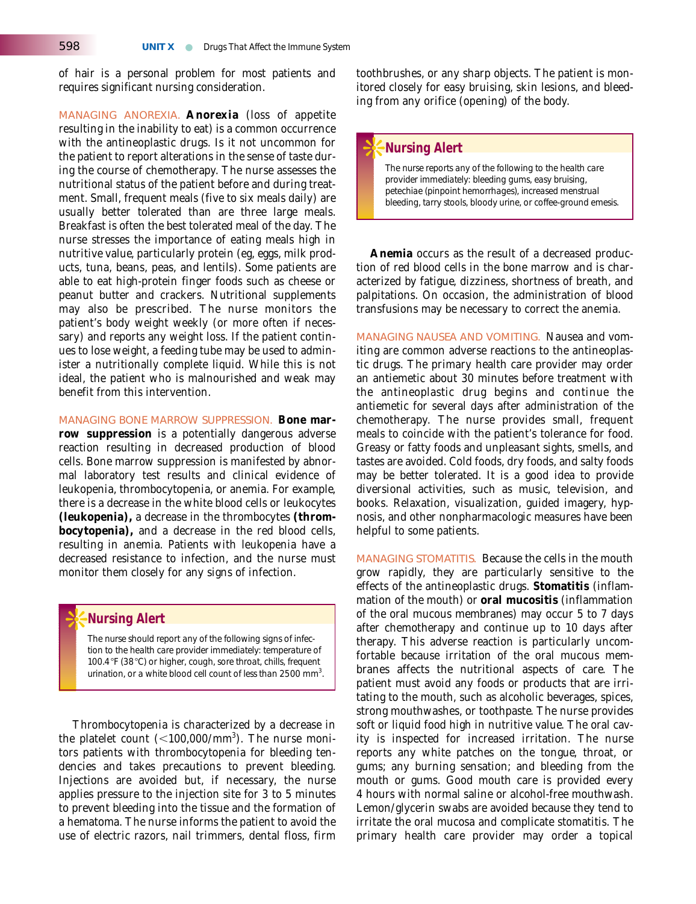of hair is a personal problem for most patients and requires significant nursing consideration.

MANAGING ANOREXIA. **Anorexia** (loss of appetite resulting in the inability to eat) is a common occurrence with the antineoplastic drugs. Is it not uncommon for the patient to report alterations in the sense of taste during the course of chemotherapy. The nurse assesses the nutritional status of the patient before and during treatment. Small, frequent meals (five to six meals daily) are usually better tolerated than are three large meals. Breakfast is often the best tolerated meal of the day. The nurse stresses the importance of eating meals high in nutritive value, particularly protein (eg, eggs, milk products, tuna, beans, peas, and lentils). Some patients are able to eat high-protein finger foods such as cheese or peanut butter and crackers. Nutritional supplements may also be prescribed. The nurse monitors the patient's body weight weekly (or more often if necessary) and reports any weight loss. If the patient continues to lose weight, a feeding tube may be used to administer a nutritionally complete liquid. While this is not ideal, the patient who is malnourished and weak may benefit from this intervention.

MANAGING BONE MARROW SUPPRESSION. **Bone marrow suppression** is a potentially dangerous adverse reaction resulting in decreased production of blood cells. Bone marrow suppression is manifested by abnormal laboratory test results and clinical evidence of leukopenia, thrombocytopenia, or anemia. For example, there is a decrease in the white blood cells or leukocytes **(leukopenia),** a decrease in the thrombocytes **(thrombocytopenia),** and a decrease in the red blood cells, resulting in anemia. Patients with leukopenia have a decreased resistance to infection, and the nurse must monitor them closely for any signs of infection.

> **Nursing Alert**
>
> The nurse should report any of the following signs of infection to the health care provider immediately: temperature of 100.4°F (38°C) or higher, cough, sore throat, chills, frequent urination, or a white blood cell count of less than 2500 $mm^3$.

Thrombocytopenia is characterized by a decrease in the platelet count ($<$100,000/$mm^3$). The nurse monitors patients with thrombocytopenia for bleeding tendencies and takes precautions to prevent bleeding. Injections are avoided but, if necessary, the nurse applies pressure to the injection site for 3 to 5 minutes to prevent bleeding into the tissue and the formation of a hematoma. The nurse informs the patient to avoid the use of electric razors, nail trimmers, dental floss, firm toothbrushes, or any sharp objects. The patient is monitored closely for easy bruising, skin lesions, and bleeding from any orifice (opening) of the body.

> **Nursing Alert**
>
> The nurse reports any of the following to the health care provider immediately: bleeding gums, easy bruising, petechiae (pinpoint hemorrhages), increased menstrual bleeding, tarry stools, bloody urine, or coffee-ground emesis.

**Anemia** occurs as the result of a decreased production of red blood cells in the bone marrow and is characterized by fatigue, dizziness, shortness of breath, and palpitations. On occasion, the administration of blood transfusions may be necessary to correct the anemia.

MANAGING NAUSEA AND VOMITING. Nausea and vomiting are common adverse reactions to the antineoplastic drugs. The primary health care provider may order an antiemetic about 30 minutes before treatment with the antineoplastic drug begins and continue the antiemetic for several days after administration of the chemotherapy. The nurse provides small, frequent meals to coincide with the patient's tolerance for food. Greasy or fatty foods and unpleasant sights, smells, and tastes are avoided. Cold foods, dry foods, and salty foods may be better tolerated. It is a good idea to provide diversional activities, such as music, television, and books. Relaxation, visualization, guided imagery, hypnosis, and other nonpharmacologic measures have been helpful to some patients.

MANAGING STOMATITIS. Because the cells in the mouth grow rapidly, they are particularly sensitive to the effects of the antineoplastic drugs. **Stomatitis** (inflammation of the mouth) or **oral mucositis** (inflammation of the oral mucous membranes) may occur 5 to 7 days after chemotherapy and continue up to 10 days after therapy. This adverse reaction is particularly uncomfortable because irritation of the oral mucous membranes affects the nutritional aspects of care. The patient must avoid any foods or products that are irritating to the mouth, such as alcoholic beverages, spices, strong mouthwashes, or toothpaste. The nurse provides soft or liquid food high in nutritive value. The oral cavity is inspected for increased irritation. The nurse reports any white patches on the tongue, throat, or gums; any burning sensation; and bleeding from the mouth or gums. Good mouth care is provided every 4 hours with normal saline or alcohol-free mouthwash. Lemon/glycerin swabs are avoided because they tend to irritate the oral mucosa and complicate stomatitis. The primary health care provider may order a topical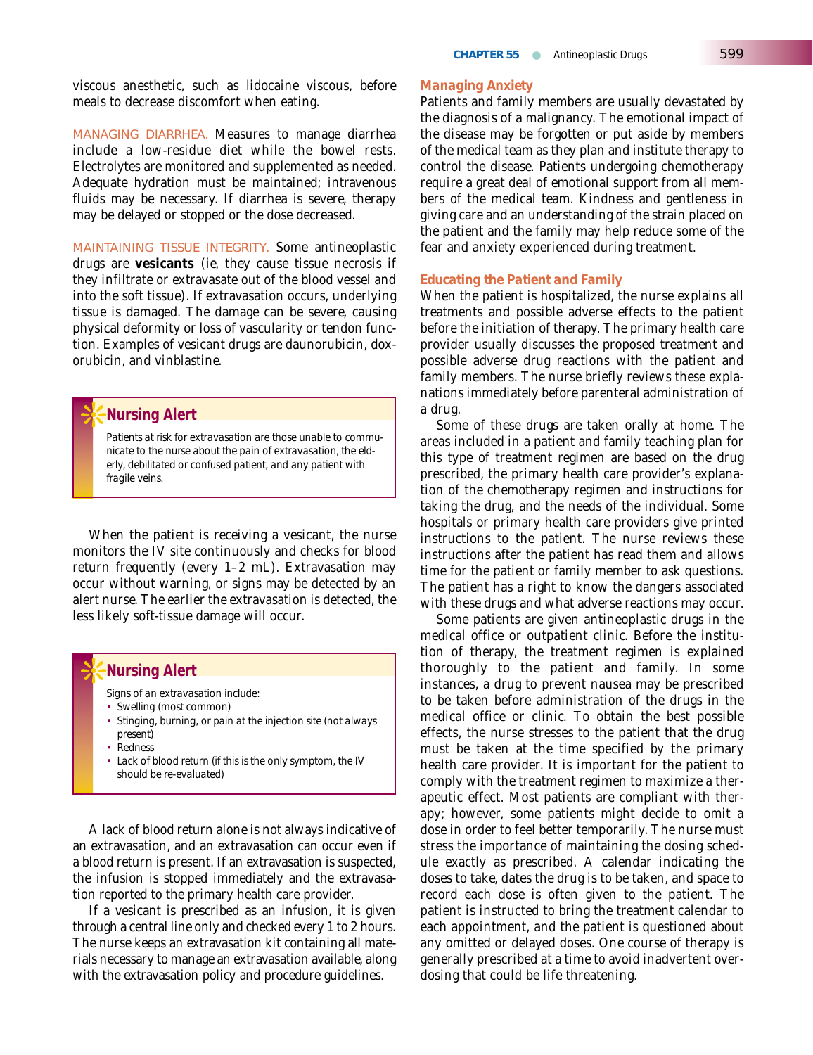viscous anesthetic, such as lidocaine viscous, before meals to decrease discomfort when eating.

MANAGING DIARRHEA. Measures to manage diarrhea include a low-residue diet while the bowel rests. Electrolytes are monitored and supplemented as needed. Adequate hydration must be maintained; intravenous fluids may be necessary. If diarrhea is severe, therapy may be delayed or stopped or the dose decreased.

MAINTAINING TISSUE INTEGRITY. Some antineoplastic drugs are **vesicants** (ie, they cause tissue necrosis if they infiltrate or extravasate out of the blood vessel and into the soft tissue). If extravasation occurs, underlying tissue is damaged. The damage can be severe, causing physical deformity or loss of vascularity or tendon function. Examples of vesicant drugs are daunorubicin, doxorubicin, and vinblastine.

> **Nursing Alert**
>
> Patients at risk for extravasation are those unable to communicate to the nurse about the pain of extravasation, the elderly, debilitated or confused patient, and any patient with fragile veins.

When the patient is receiving a vesicant, the nurse monitors the IV site continuously and checks for blood return frequently (every 1–2 mL). Extravasation may occur without warning, or signs may be detected by an alert nurse. The earlier the extravasation is detected, the less likely soft-tissue damage will occur.

> **Nursing Alert**
>
> Signs of an extravasation include:
> - Swelling (most common)
> - Stinging, burning, or pain at the injection site (not always present)
> - Redness
> - Lack of blood return (if this is the only symptom, the IV should be re-evaluated)

A lack of blood return alone is not always indicative of an extravasation, and an extravasation can occur even if a blood return is present. If an extravasation is suspected, the infusion is stopped immediately and the extravasation reported to the primary health care provider.

If a vesicant is prescribed as an infusion, it is given through a central line only and checked every 1 to 2 hours. The nurse keeps an extravasation kit containing all materials necessary to manage an extravasation available, along with the extravasation policy and procedure guidelines.

### Managing Anxiety

Patients and family members are usually devastated by the diagnosis of a malignancy. The emotional impact of the disease may be forgotten or put aside by members of the medical team as they plan and institute therapy to control the disease. Patients undergoing chemotherapy require a great deal of emotional support from all members of the medical team. Kindness and gentleness in giving care and an understanding of the strain placed on the patient and the family may help reduce some of the fear and anxiety experienced during treatment.

### Educating the Patient and Family

When the patient is hospitalized, the nurse explains all treatments and possible adverse effects to the patient before the initiation of therapy. The primary health care provider usually discusses the proposed treatment and possible adverse drug reactions with the patient and family members. The nurse briefly reviews these explanations immediately before parenteral administration of a drug.

Some of these drugs are taken orally at home. The areas included in a patient and family teaching plan for this type of treatment regimen are based on the drug prescribed, the primary health care provider's explanation of the chemotherapy regimen and instructions for taking the drug, and the needs of the individual. Some hospitals or primary health care providers give printed instructions to the patient. The nurse reviews these instructions after the patient has read them and allows time for the patient or family member to ask questions. The patient has a right to know the dangers associated with these drugs and what adverse reactions may occur.

Some patients are given antineoplastic drugs in the medical office or outpatient clinic. Before the institution of therapy, the treatment regimen is explained thoroughly to the patient and family. In some instances, a drug to prevent nausea may be prescribed to be taken before administration of the drugs in the medical office or clinic. To obtain the best possible effects, the nurse stresses to the patient that the drug must be taken at the time specified by the primary health care provider. It is important for the patient to comply with the treatment regimen to maximize a therapeutic effect. Most patients are compliant with therapy; however, some patients might decide to omit a dose in order to feel better temporarily. The nurse must stress the importance of maintaining the dosing schedule exactly as prescribed. A calendar indicating the doses to take, dates the drug is to be taken, and space to record each dose is often given to the patient. The patient is instructed to bring the treatment calendar to each appointment, and the patient is questioned about any omitted or delayed doses. One course of therapy is generally prescribed at a time to avoid inadvertent overdosing that could be life threatening.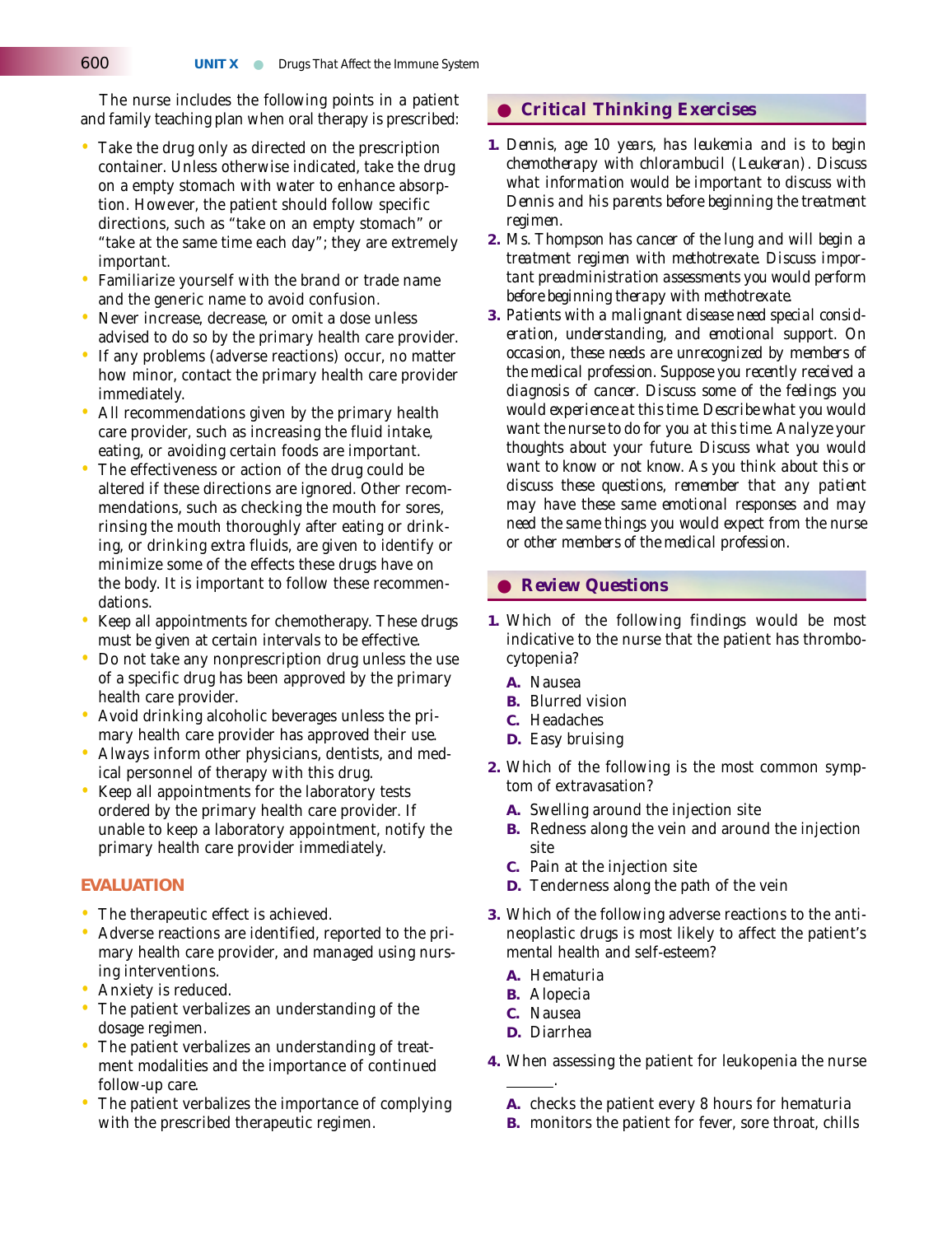The nurse includes the following points in a patient and family teaching plan when oral therapy is prescribed:

- Take the drug only as directed on the prescription container. Unless otherwise indicated, take the drug on a empty stomach with water to enhance absorption. However, the patient should follow specific directions, such as "take on an empty stomach" or "take at the same time each day"; they are extremely important.
- Familiarize yourself with the brand or trade name and the generic name to avoid confusion.
- Never increase, decrease, or omit a dose unless advised to do so by the primary health care provider.
- If any problems (adverse reactions) occur, no matter how minor, contact the primary health care provider immediately.
- All recommendations given by the primary health care provider, such as increasing the fluid intake, eating, or avoiding certain foods are important.
- The effectiveness or action of the drug could be altered if these directions are ignored. Other recommendations, such as checking the mouth for sores, rinsing the mouth thoroughly after eating or drinking, or drinking extra fluids, are given to identify or minimize some of the effects these drugs have on the body. It is important to follow these recommendations.
- Keep all appointments for chemotherapy. These drugs must be given at certain intervals to be effective.
- Do not take any nonprescription drug unless the use of a specific drug has been approved by the primary health care provider.
- Avoid drinking alcoholic beverages unless the primary health care provider has approved their use.
- Always inform other physicians, dentists, and medical personnel of therapy with this drug.
- Keep all appointments for the laboratory tests ordered by the primary health care provider. If unable to keep a laboratory appointment, notify the primary health care provider immediately.

### EVALUATION

- The therapeutic effect is achieved.
- Adverse reactions are identified, reported to the primary health care provider, and managed using nursing interventions.
- Anxiety is reduced.
- The patient verbalizes an understanding of the dosage regimen.
- The patient verbalizes an understanding of treatment modalities and the importance of continued follow-up care.
- The patient verbalizes the importance of complying with the prescribed therapeutic regimen.

## Critical Thinking Exercises

1. *Dennis, age 10 years, has leukemia and is to begin chemotherapy with chlorambucil (Leukeran). Discuss what information would be important to discuss with Dennis and his parents before beginning the treatment regimen.*
2. *Ms. Thompson has cancer of the lung and will begin a treatment regimen with methotrexate. Discuss important preadministration assessments you would perform before beginning therapy with methotrexate.*
3. *Patients with a malignant disease need special consideration, understanding, and emotional support. On occasion, these needs are unrecognized by members of the medical profession. Suppose you recently received a diagnosis of cancer. Discuss some of the feelings you would experience at this time. Describe what you would want the nurse to do for you at this time. Analyze your thoughts about your future. Discuss what you would want to know or not know. As you think about this or discuss these questions, remember that any patient may have these same emotional responses and may need the same things you would expect from the nurse or other members of the medical profession.*

## Review Questions

1. Which of the following findings would be most indicative to the nurse that the patient has thrombocytopenia?
   - **A.** Nausea
   - **B.** Blurred vision
   - **C.** Headaches
   - **D.** Easy bruising
2. Which of the following is the most common symptom of extravasation?
   - **A.** Swelling around the injection site
   - **B.** Redness along the vein and around the injection site
   - **C.** Pain at the injection site
   - **D.** Tenderness along the path of the vein
3. Which of the following adverse reactions to the antineoplastic drugs is most likely to affect the patient's mental health and self-esteem?
   - **A.** Hematuria
   - **B.** Alopecia
   - **C.** Nausea
   - **D.** Diarrhea
4. When assessing the patient for leukopenia the nurse \_\_\_\_\_\_\_.
   - **A.** checks the patient every 8 hours for hematuria
   - **B.** monitors the patient for fever, sore throat, chills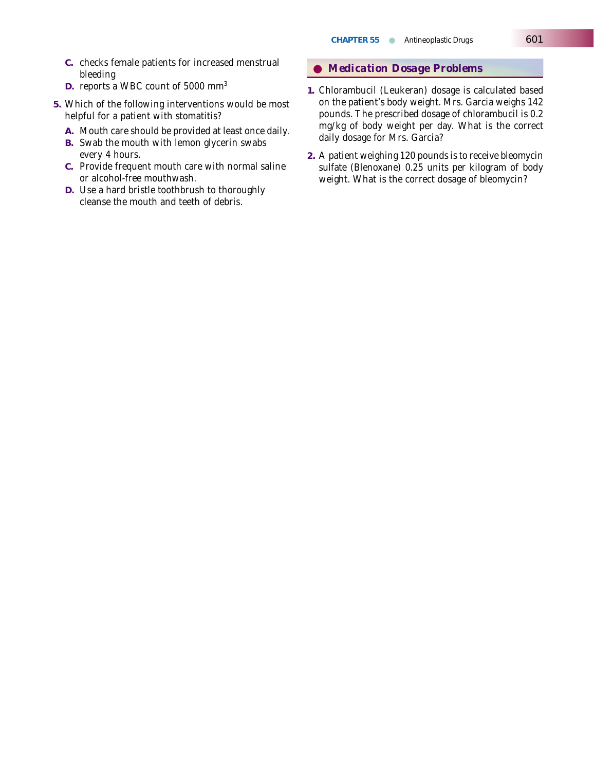C. checks female patients for increased menstrual bleeding

D. reports a WBC count of 5000 $mm^3$

5. Which of the following interventions would be most helpful for a patient with stomatitis?

A. Mouth care should be provided at least once daily.

B. Swab the mouth with lemon glycerin swabs every 4 hours.

C. Provide frequent mouth care with normal saline or alcohol-free mouthwash.

D. Use a hard bristle toothbrush to thoroughly cleanse the mouth and teeth of debris.

## Medication Dosage Problems

1. Chlorambucil (Leukeran) dosage is calculated based on the patient's body weight. Mrs. Garcia weighs 142 pounds. The prescribed dosage of chlorambucil is 0.2 mg/kg of body weight per day. What is the correct daily dosage for Mrs. Garcia?

2. A patient weighing 120 pounds is to receive bleomycin sulfate (Blenoxane) 0.25 units per kilogram of body weight. What is the correct dosage of bleomycin?